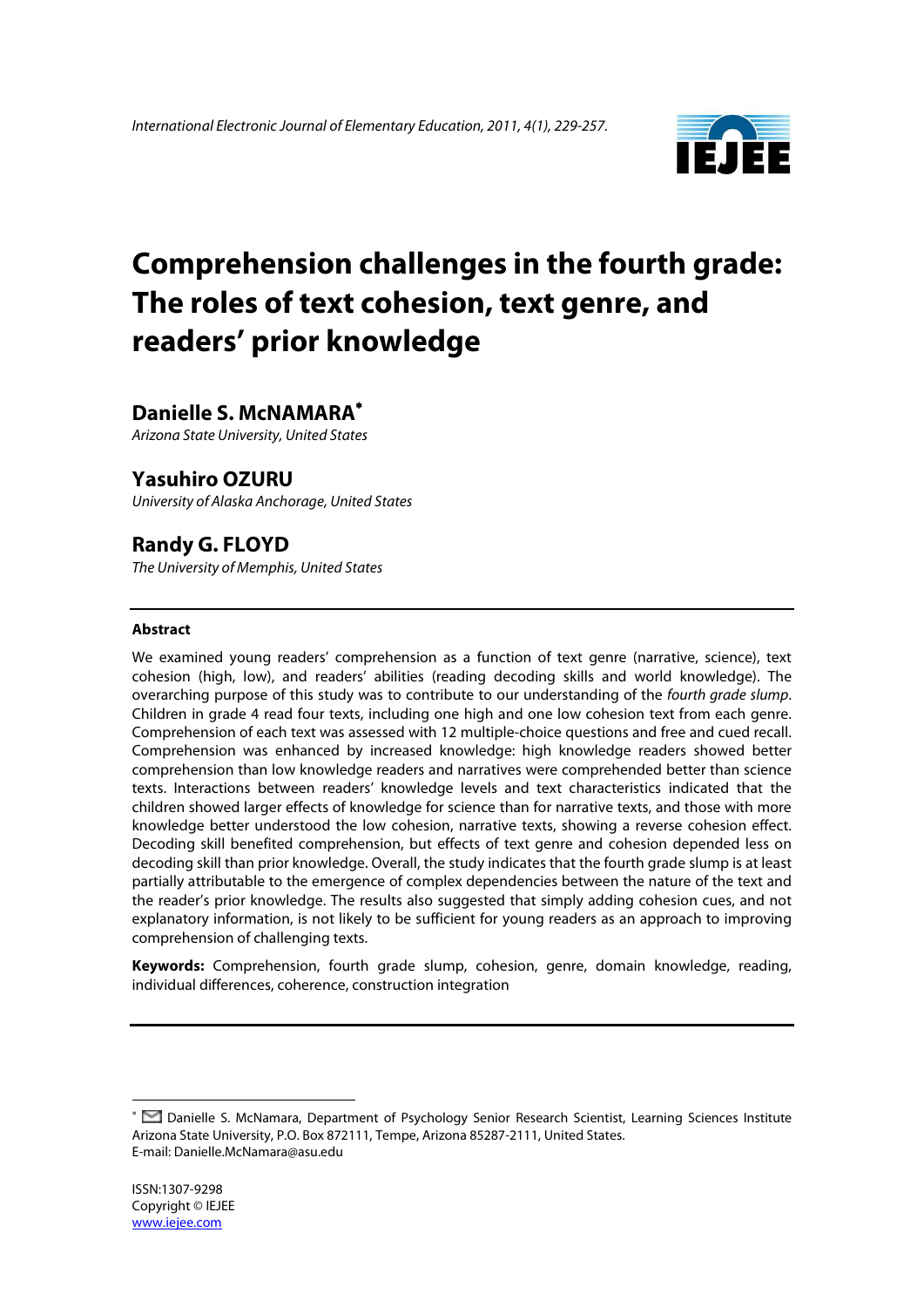# Comprehension challenges in the fourth grade: The roles of text cohesion, text genre, and readers' prior knowledge

## Danielle S. McNAMARA[*]

*Arizona State University, United States*

## Yasuhiro OZURU

*University of Alaska Anchorage, United States*

## Randy G. FLOYD

*The University of Memphis, United States*

---

### Abstract

We examined young readers' comprehension as a function of text genre (narrative, science), text cohesion (high, low), and readers' abilities (reading decoding skills and world knowledge). The overarching purpose of this study was to contribute to our understanding of the *fourth grade slump*. Children in grade 4 read four texts, including one high and one low cohesion text from each genre. Comprehension of each text was assessed with 12 multiple-choice questions and free and cued recall. Comprehension was enhanced by increased knowledge: high knowledge readers showed better comprehension than low knowledge readers and narratives were comprehended better than science texts. Interactions between readers' knowledge levels and text characteristics indicated that the children showed larger effects of knowledge for science than for narrative texts, and those with more knowledge better understood the low cohesion, narrative texts, showing a reverse cohesion effect. Decoding skill benefited comprehension, but effects of text genre and cohesion depended less on decoding skill than prior knowledge. Overall, the study indicates that the fourth grade slump is at least partially attributable to the emergence of complex dependencies between the nature of the text and the reader's prior knowledge. The results also suggested that simply adding cohesion cues, and not explanatory information, is not likely to be sufficient for young readers as an approach to improving comprehension of challenging texts.

**Keywords:** Comprehension, fourth grade slump, cohesion, genre, domain knowledge, reading, individual differences, coherence, construction integration

---

[*] Danielle S. McNamara, Department of Psychology Senior Research Scientist, Learning Sciences Institute Arizona State University, P.O. Box 872111, Tempe, Arizona 85287-2111, United States.
E-mail: Danielle.McNamara@asu.edu

ISSN:1307-9298
Copyright © IEJEE
www.iejee.com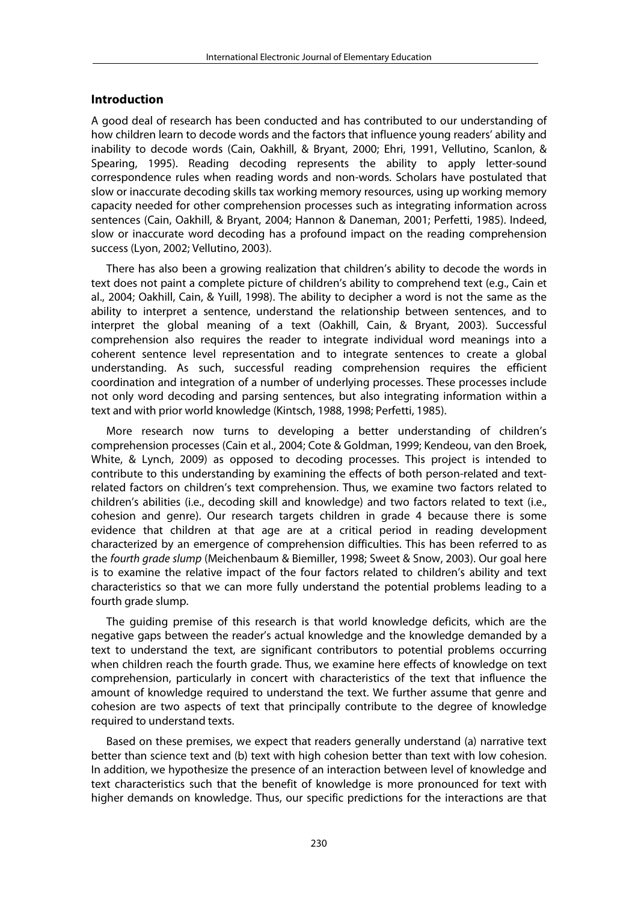## Introduction

A good deal of research has been conducted and has contributed to our understanding of how children learn to decode words and the factors that influence young readers' ability and inability to decode words (Cain, Oakhill, & Bryant, 2000; Ehri, 1991, Vellutino, Scanlon, & Spearing, 1995). Reading decoding represents the ability to apply letter-sound correspondence rules when reading words and non-words. Scholars have postulated that slow or inaccurate decoding skills tax working memory resources, using up working memory capacity needed for other comprehension processes such as integrating information across sentences (Cain, Oakhill, & Bryant, 2004; Hannon & Daneman, 2001; Perfetti, 1985). Indeed, slow or inaccurate word decoding has a profound impact on the reading comprehension success (Lyon, 2002; Vellutino, 2003).

There has also been a growing realization that children's ability to decode the words in text does not paint a complete picture of children's ability to comprehend text (e.g., Cain et al., 2004; Oakhill, Cain, & Yuill, 1998). The ability to decipher a word is not the same as the ability to interpret a sentence, understand the relationship between sentences, and to interpret the global meaning of a text (Oakhill, Cain, & Bryant, 2003). Successful comprehension also requires the reader to integrate individual word meanings into a coherent sentence level representation and to integrate sentences to create a global understanding. As such, successful reading comprehension requires the efficient coordination and integration of a number of underlying processes. These processes include not only word decoding and parsing sentences, but also integrating information within a text and with prior world knowledge (Kintsch, 1988, 1998; Perfetti, 1985).

More research now turns to developing a better understanding of children's comprehension processes (Cain et al., 2004; Cote & Goldman, 1999; Kendeou, van den Broek, White, & Lynch, 2009) as opposed to decoding processes. This project is intended to contribute to this understanding by examining the effects of both person-related and text-related factors on children's text comprehension. Thus, we examine two factors related to children's abilities (i.e., decoding skill and knowledge) and two factors related to text (i.e., cohesion and genre). Our research targets children in grade 4 because there is some evidence that children at that age are at a critical period in reading development characterized by an emergence of comprehension difficulties. This has been referred to as the *fourth grade slump* (Meichenbaum & Biemiller, 1998; Sweet & Snow, 2003). Our goal here is to examine the relative impact of the four factors related to children's ability and text characteristics so that we can more fully understand the potential problems leading to a fourth grade slump.

The guiding premise of this research is that world knowledge deficits, which are the negative gaps between the reader's actual knowledge and the knowledge demanded by a text to understand the text, are significant contributors to potential problems occurring when children reach the fourth grade. Thus, we examine here effects of knowledge on text comprehension, particularly in concert with characteristics of the text that influence the amount of knowledge required to understand the text. We further assume that genre and cohesion are two aspects of text that principally contribute to the degree of knowledge required to understand texts.

Based on these premises, we expect that readers generally understand (a) narrative text better than science text and (b) text with high cohesion better than text with low cohesion. In addition, we hypothesize the presence of an interaction between level of knowledge and text characteristics such that the benefit of knowledge is more pronounced for text with higher demands on knowledge. Thus, our specific predictions for the interactions are that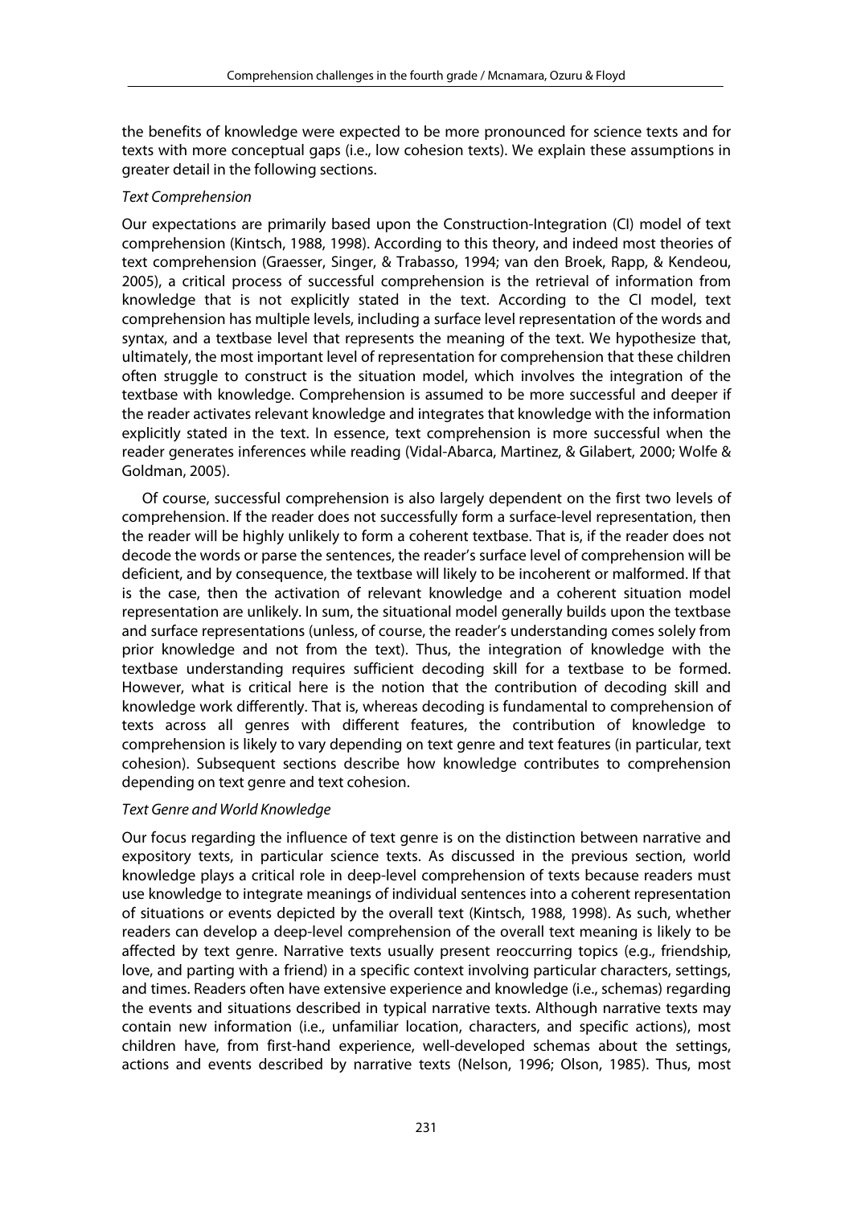the benefits of knowledge were expected to be more pronounced for science texts and for texts with more conceptual gaps (i.e., low cohesion texts). We explain these assumptions in greater detail in the following sections.

### *Text Comprehension*

Our expectations are primarily based upon the Construction-Integration (CI) model of text comprehension (Kintsch, 1988, 1998). According to this theory, and indeed most theories of text comprehension (Graesser, Singer, & Trabasso, 1994; van den Broek, Rapp, & Kendeou, 2005), a critical process of successful comprehension is the retrieval of information from knowledge that is not explicitly stated in the text. According to the CI model, text comprehension has multiple levels, including a surface level representation of the words and syntax, and a textbase level that represents the meaning of the text. We hypothesize that, ultimately, the most important level of representation for comprehension that these children often struggle to construct is the situation model, which involves the integration of the textbase with knowledge. Comprehension is assumed to be more successful and deeper if the reader activates relevant knowledge and integrates that knowledge with the information explicitly stated in the text. In essence, text comprehension is more successful when the reader generates inferences while reading (Vidal-Abarca, Martinez, & Gilabert, 2000; Wolfe & Goldman, 2005).

Of course, successful comprehension is also largely dependent on the first two levels of comprehension. If the reader does not successfully form a surface-level representation, then the reader will be highly unlikely to form a coherent textbase. That is, if the reader does not decode the words or parse the sentences, the reader's surface level of comprehension will be deficient, and by consequence, the textbase will likely to be incoherent or malformed. If that is the case, then the activation of relevant knowledge and a coherent situation model representation are unlikely. In sum, the situational model generally builds upon the textbase and surface representations (unless, of course, the reader's understanding comes solely from prior knowledge and not from the text). Thus, the integration of knowledge with the textbase understanding requires sufficient decoding skill for a textbase to be formed. However, what is critical here is the notion that the contribution of decoding skill and knowledge work differently. That is, whereas decoding is fundamental to comprehension of texts across all genres with different features, the contribution of knowledge to comprehension is likely to vary depending on text genre and text features (in particular, text cohesion). Subsequent sections describe how knowledge contributes to comprehension depending on text genre and text cohesion.

### *Text Genre and World Knowledge*

Our focus regarding the influence of text genre is on the distinction between narrative and expository texts, in particular science texts. As discussed in the previous section, world knowledge plays a critical role in deep-level comprehension of texts because readers must use knowledge to integrate meanings of individual sentences into a coherent representation of situations or events depicted by the overall text (Kintsch, 1988, 1998). As such, whether readers can develop a deep-level comprehension of the overall text meaning is likely to be affected by text genre. Narrative texts usually present reoccurring topics (e.g., friendship, love, and parting with a friend) in a specific context involving particular characters, settings, and times. Readers often have extensive experience and knowledge (i.e., schemas) regarding the events and situations described in typical narrative texts. Although narrative texts may contain new information (i.e., unfamiliar location, characters, and specific actions), most children have, from first-hand experience, well-developed schemas about the settings, actions and events described by narrative texts (Nelson, 1996; Olson, 1985). Thus, most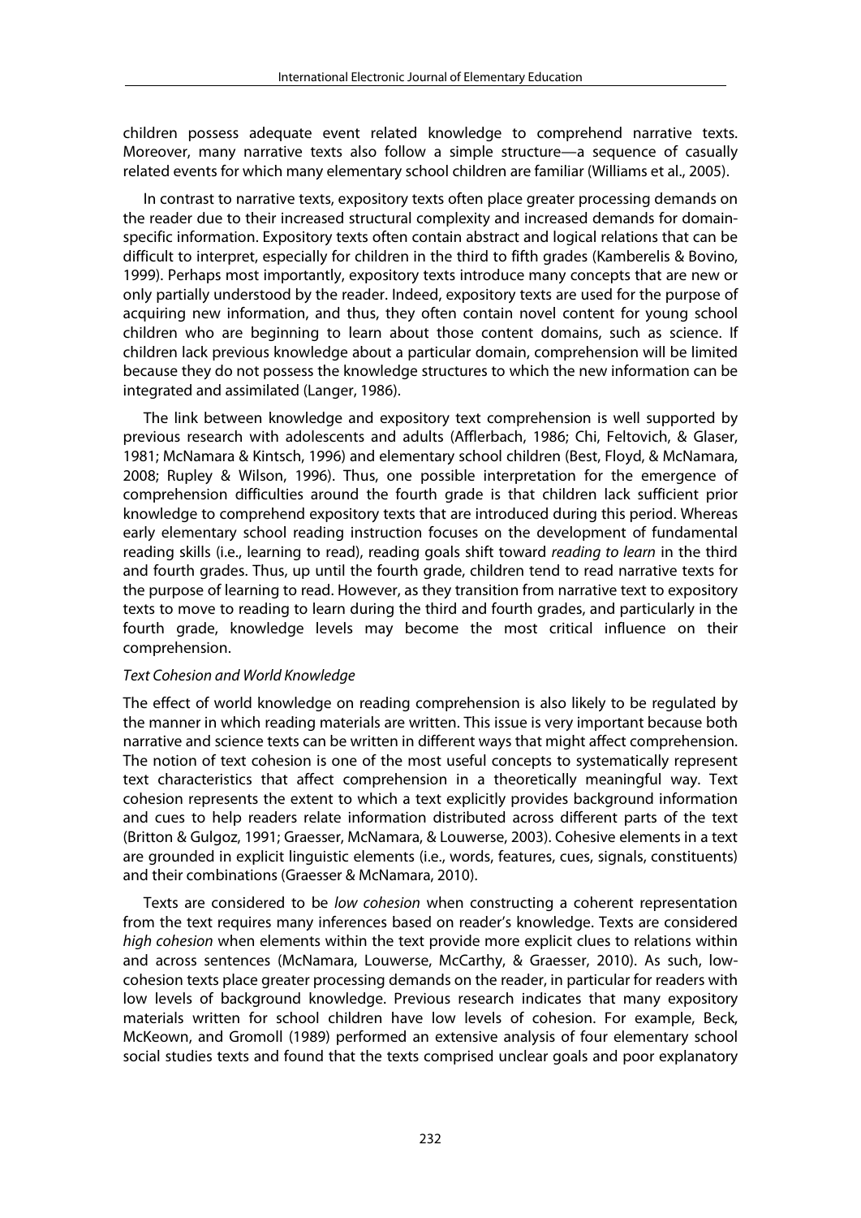children possess adequate event related knowledge to comprehend narrative texts. Moreover, many narrative texts also follow a simple structure—a sequence of casually related events for which many elementary school children are familiar (Williams et al., 2005).

In contrast to narrative texts, expository texts often place greater processing demands on the reader due to their increased structural complexity and increased demands for domain-specific information. Expository texts often contain abstract and logical relations that can be difficult to interpret, especially for children in the third to fifth grades (Kamberelis & Bovino, 1999). Perhaps most importantly, expository texts introduce many concepts that are new or only partially understood by the reader. Indeed, expository texts are used for the purpose of acquiring new information, and thus, they often contain novel content for young school children who are beginning to learn about those content domains, such as science. If children lack previous knowledge about a particular domain, comprehension will be limited because they do not possess the knowledge structures to which the new information can be integrated and assimilated (Langer, 1986).

The link between knowledge and expository text comprehension is well supported by previous research with adolescents and adults (Afflerbach, 1986; Chi, Feltovich, & Glaser, 1981; McNamara & Kintsch, 1996) and elementary school children (Best, Floyd, & McNamara, 2008; Rupley & Wilson, 1996). Thus, one possible interpretation for the emergence of comprehension difficulties around the fourth grade is that children lack sufficient prior knowledge to comprehend expository texts that are introduced during this period. Whereas early elementary school reading instruction focuses on the development of fundamental reading skills (i.e., learning to read), reading goals shift toward *reading to learn* in the third and fourth grades. Thus, up until the fourth grade, children tend to read narrative texts for the purpose of learning to read. However, as they transition from narrative text to expository texts to move to reading to learn during the third and fourth grades, and particularly in the fourth grade, knowledge levels may become the most critical influence on their comprehension.

### *Text Cohesion and World Knowledge*

The effect of world knowledge on reading comprehension is also likely to be regulated by the manner in which reading materials are written. This issue is very important because both narrative and science texts can be written in different ways that might affect comprehension. The notion of text cohesion is one of the most useful concepts to systematically represent text characteristics that affect comprehension in a theoretically meaningful way. Text cohesion represents the extent to which a text explicitly provides background information and cues to help readers relate information distributed across different parts of the text (Britton & Gulgoz, 1991; Graesser, McNamara, & Louwerse, 2003). Cohesive elements in a text are grounded in explicit linguistic elements (i.e., words, features, cues, signals, constituents) and their combinations (Graesser & McNamara, 2010).

Texts are considered to be *low cohesion* when constructing a coherent representation from the text requires many inferences based on reader's knowledge. Texts are considered *high cohesion* when elements within the text provide more explicit clues to relations within and across sentences (McNamara, Louwerse, McCarthy, & Graesser, 2010). As such, low-cohesion texts place greater processing demands on the reader, in particular for readers with low levels of background knowledge. Previous research indicates that many expository materials written for school children have low levels of cohesion. For example, Beck, McKeown, and Gromoll (1989) performed an extensive analysis of four elementary school social studies texts and found that the texts comprised unclear goals and poor explanatory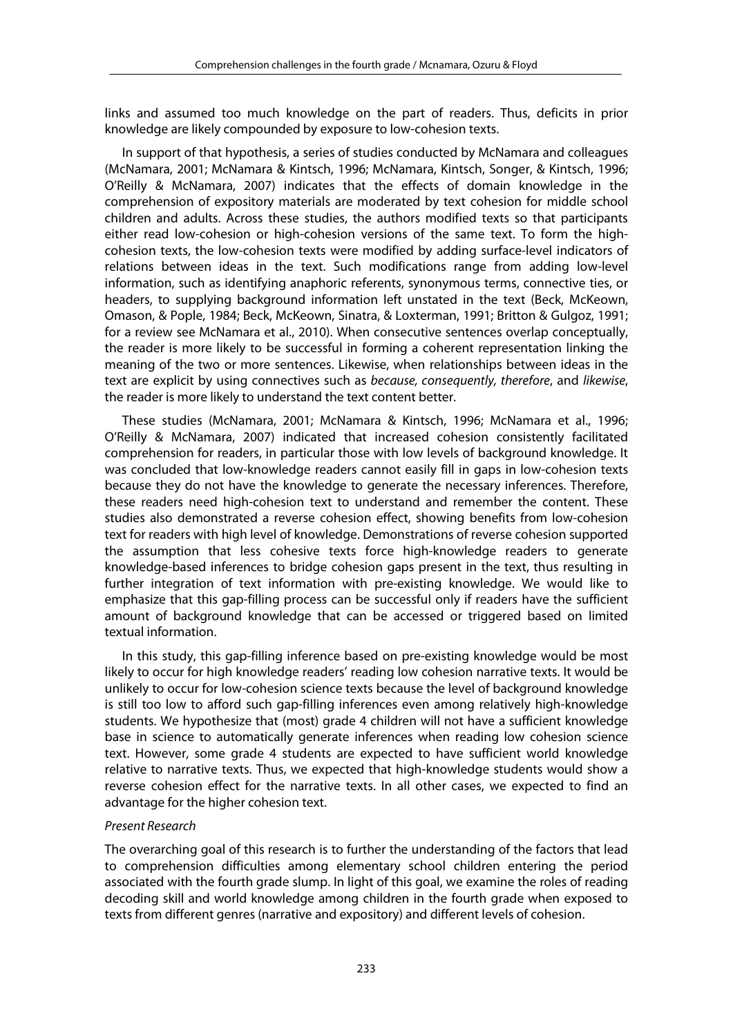links and assumed too much knowledge on the part of readers. Thus, deficits in prior knowledge are likely compounded by exposure to low-cohesion texts.

In support of that hypothesis, a series of studies conducted by McNamara and colleagues (McNamara, 2001; McNamara & Kintsch, 1996; McNamara, Kintsch, Songer, & Kintsch, 1996; O'Reilly & McNamara, 2007) indicates that the effects of domain knowledge in the comprehension of expository materials are moderated by text cohesion for middle school children and adults. Across these studies, the authors modified texts so that participants either read low-cohesion or high-cohesion versions of the same text. To form the high-cohesion texts, the low-cohesion texts were modified by adding surface-level indicators of relations between ideas in the text. Such modifications range from adding low-level information, such as identifying anaphoric referents, synonymous terms, connective ties, or headers, to supplying background information left unstated in the text (Beck, McKeown, Omason, & Pople, 1984; Beck, McKeown, Sinatra, & Loxterman, 1991; Britton & Gulgoz, 1991; for a review see McNamara et al., 2010). When consecutive sentences overlap conceptually, the reader is more likely to be successful in forming a coherent representation linking the meaning of the two or more sentences. Likewise, when relationships between ideas in the text are explicit by using connectives such as *because, consequently, therefore*, and *likewise*, the reader is more likely to understand the text content better.

These studies (McNamara, 2001; McNamara & Kintsch, 1996; McNamara et al., 1996; O'Reilly & McNamara, 2007) indicated that increased cohesion consistently facilitated comprehension for readers, in particular those with low levels of background knowledge. It was concluded that low-knowledge readers cannot easily fill in gaps in low-cohesion texts because they do not have the knowledge to generate the necessary inferences. Therefore, these readers need high-cohesion text to understand and remember the content. These studies also demonstrated a reverse cohesion effect, showing benefits from low-cohesion text for readers with high level of knowledge. Demonstrations of reverse cohesion supported the assumption that less cohesive texts force high-knowledge readers to generate knowledge-based inferences to bridge cohesion gaps present in the text, thus resulting in further integration of text information with pre-existing knowledge. We would like to emphasize that this gap-filling process can be successful only if readers have the sufficient amount of background knowledge that can be accessed or triggered based on limited textual information.

In this study, this gap-filling inference based on pre-existing knowledge would be most likely to occur for high knowledge readers' reading low cohesion narrative texts. It would be unlikely to occur for low-cohesion science texts because the level of background knowledge is still too low to afford such gap-filling inferences even among relatively high-knowledge students. We hypothesize that (most) grade 4 children will not have a sufficient knowledge base in science to automatically generate inferences when reading low cohesion science text. However, some grade 4 students are expected to have sufficient world knowledge relative to narrative texts. Thus, we expected that high-knowledge students would show a reverse cohesion effect for the narrative texts. In all other cases, we expected to find an advantage for the higher cohesion text.

### *Present Research*

The overarching goal of this research is to further the understanding of the factors that lead to comprehension difficulties among elementary school children entering the period associated with the fourth grade slump. In light of this goal, we examine the roles of reading decoding skill and world knowledge among children in the fourth grade when exposed to texts from different genres (narrative and expository) and different levels of cohesion.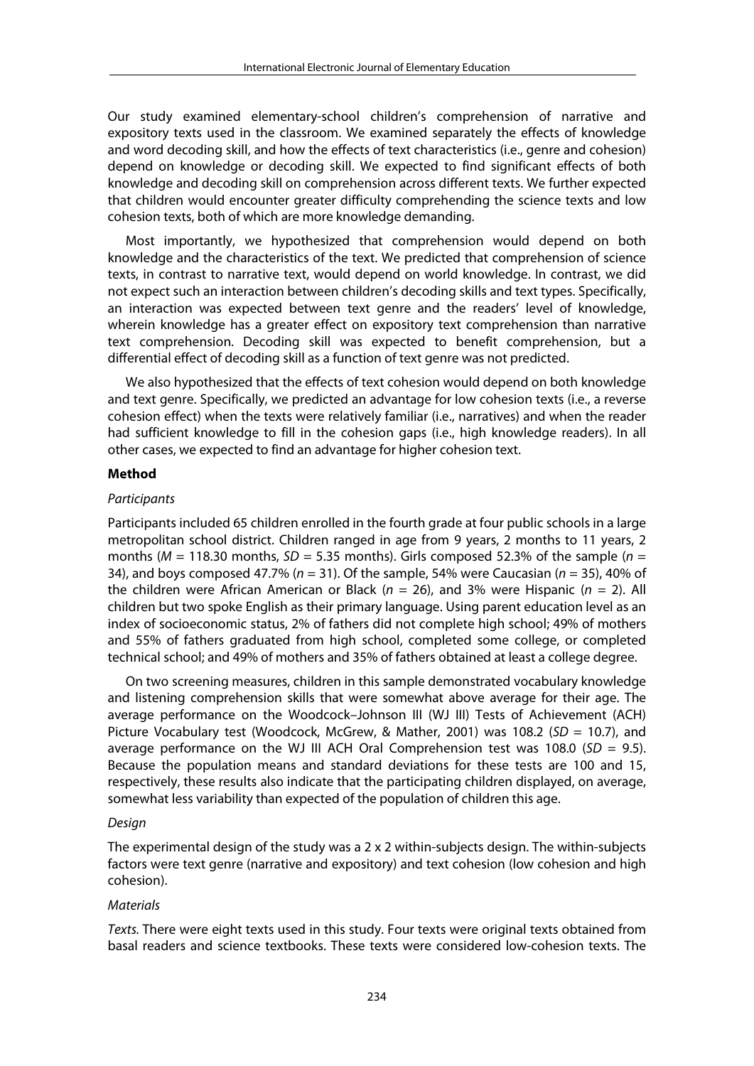Our study examined elementary-school children's comprehension of narrative and expository texts used in the classroom. We examined separately the effects of knowledge and word decoding skill, and how the effects of text characteristics (i.e., genre and cohesion) depend on knowledge or decoding skill. We expected to find significant effects of both knowledge and decoding skill on comprehension across different texts. We further expected that children would encounter greater difficulty comprehending the science texts and low cohesion texts, both of which are more knowledge demanding.

Most importantly, we hypothesized that comprehension would depend on both knowledge and the characteristics of the text. We predicted that comprehension of science texts, in contrast to narrative text, would depend on world knowledge. In contrast, we did not expect such an interaction between children's decoding skills and text types. Specifically, an interaction was expected between text genre and the readers' level of knowledge, wherein knowledge has a greater effect on expository text comprehension than narrative text comprehension. Decoding skill was expected to benefit comprehension, but a differential effect of decoding skill as a function of text genre was not predicted.

We also hypothesized that the effects of text cohesion would depend on both knowledge and text genre. Specifically, we predicted an advantage for low cohesion texts (i.e., a reverse cohesion effect) when the texts were relatively familiar (i.e., narratives) and when the reader had sufficient knowledge to fill in the cohesion gaps (i.e., high knowledge readers). In all other cases, we expected to find an advantage for higher cohesion text.

## Method

### *Participants*

Participants included 65 children enrolled in the fourth grade at four public schools in a large metropolitan school district. Children ranged in age from 9 years, 2 months to 11 years, 2 months ($M$ = 118.30 months, $SD$ = 5.35 months). Girls composed 52.3% of the sample ($n$ = 34), and boys composed 47.7% ($n$ = 31). Of the sample, 54% were Caucasian ($n$ = 35), 40% of the children were African American or Black ($n$ = 26), and 3% were Hispanic ($n$ = 2). All children but two spoke English as their primary language. Using parent education level as an index of socioeconomic status, 2% of fathers did not complete high school; 49% of mothers and 55% of fathers graduated from high school, completed some college, or completed technical school; and 49% of mothers and 35% of fathers obtained at least a college degree.

On two screening measures, children in this sample demonstrated vocabulary knowledge and listening comprehension skills that were somewhat above average for their age. The average performance on the Woodcock–Johnson III (WJ III) Tests of Achievement (ACH) Picture Vocabulary test (Woodcock, McGrew, & Mather, 2001) was 108.2 ($SD$ = 10.7), and average performance on the WJ III ACH Oral Comprehension test was 108.0 ($SD$ = 9.5). Because the population means and standard deviations for these tests are 100 and 15, respectively, these results also indicate that the participating children displayed, on average, somewhat less variability than expected of the population of children this age.

### *Design*

The experimental design of the study was a 2 x 2 within-subjects design. The within-subjects factors were text genre (narrative and expository) and text cohesion (low cohesion and high cohesion).

### *Materials*

*Texts.* There were eight texts used in this study. Four texts were original texts obtained from basal readers and science textbooks. These texts were considered low-cohesion texts. The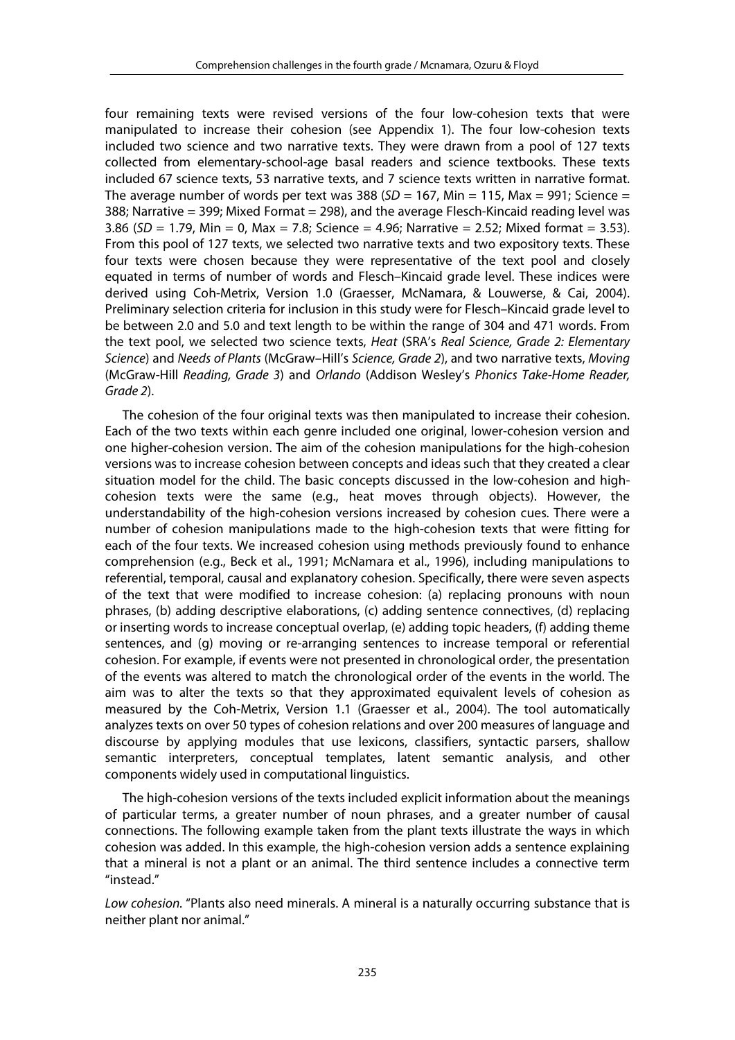four remaining texts were revised versions of the four low-cohesion texts that were manipulated to increase their cohesion (see Appendix 1). The four low-cohesion texts included two science and two narrative texts. They were drawn from a pool of 127 texts collected from elementary-school-age basal readers and science textbooks. These texts included 67 science texts, 53 narrative texts, and 7 science texts written in narrative format. The average number of words per text was 388 (*SD* = 167, Min = 115, Max = 991; Science = 388; Narrative = 399; Mixed Format = 298), and the average Flesch-Kincaid reading level was 3.86 (*SD* = 1.79, Min = 0, Max = 7.8; Science = 4.96; Narrative = 2.52; Mixed format = 3.53). From this pool of 127 texts, we selected two narrative texts and two expository texts. These four texts were chosen because they were representative of the text pool and closely equated in terms of number of words and Flesch–Kincaid grade level. These indices were derived using Coh-Metrix, Version 1.0 (Graesser, McNamara, & Louwerse, & Cai, 2004). Preliminary selection criteria for inclusion in this study were for Flesch–Kincaid grade level to be between 2.0 and 5.0 and text length to be within the range of 304 and 471 words. From the text pool, we selected two science texts, *Heat* (SRA's *Real Science, Grade 2: Elementary Science*) and *Needs of Plants* (McGraw–Hill's *Science, Grade 2*), and two narrative texts, *Moving* (McGraw-Hill *Reading, Grade 3*) and *Orlando* (Addison Wesley's *Phonics Take-Home Reader, Grade 2*).

The cohesion of the four original texts was then manipulated to increase their cohesion. Each of the two texts within each genre included one original, lower-cohesion version and one higher-cohesion version. The aim of the cohesion manipulations for the high-cohesion versions was to increase cohesion between concepts and ideas such that they created a clear situation model for the child. The basic concepts discussed in the low-cohesion and high-cohesion texts were the same (e.g., heat moves through objects). However, the understandability of the high-cohesion versions increased by cohesion cues. There were a number of cohesion manipulations made to the high-cohesion texts that were fitting for each of the four texts. We increased cohesion using methods previously found to enhance comprehension (e.g., Beck et al., 1991; McNamara et al., 1996), including manipulations to referential, temporal, causal and explanatory cohesion. Specifically, there were seven aspects of the text that were modified to increase cohesion: (a) replacing pronouns with noun phrases, (b) adding descriptive elaborations, (c) adding sentence connectives, (d) replacing or inserting words to increase conceptual overlap, (e) adding topic headers, (f) adding theme sentences, and (g) moving or re-arranging sentences to increase temporal or referential cohesion. For example, if events were not presented in chronological order, the presentation of the events was altered to match the chronological order of the events in the world. The aim was to alter the texts so that they approximated equivalent levels of cohesion as measured by the Coh-Metrix, Version 1.1 (Graesser et al., 2004). The tool automatically analyzes texts on over 50 types of cohesion relations and over 200 measures of language and discourse by applying modules that use lexicons, classifiers, syntactic parsers, shallow semantic interpreters, conceptual templates, latent semantic analysis, and other components widely used in computational linguistics.

The high-cohesion versions of the texts included explicit information about the meanings of particular terms, a greater number of noun phrases, and a greater number of causal connections. The following example taken from the plant texts illustrate the ways in which cohesion was added. In this example, the high-cohesion version adds a sentence explaining that a mineral is not a plant or an animal. The third sentence includes a connective term "instead."

*Low cohesion.* "Plants also need minerals. A mineral is a naturally occurring substance that is neither plant nor animal."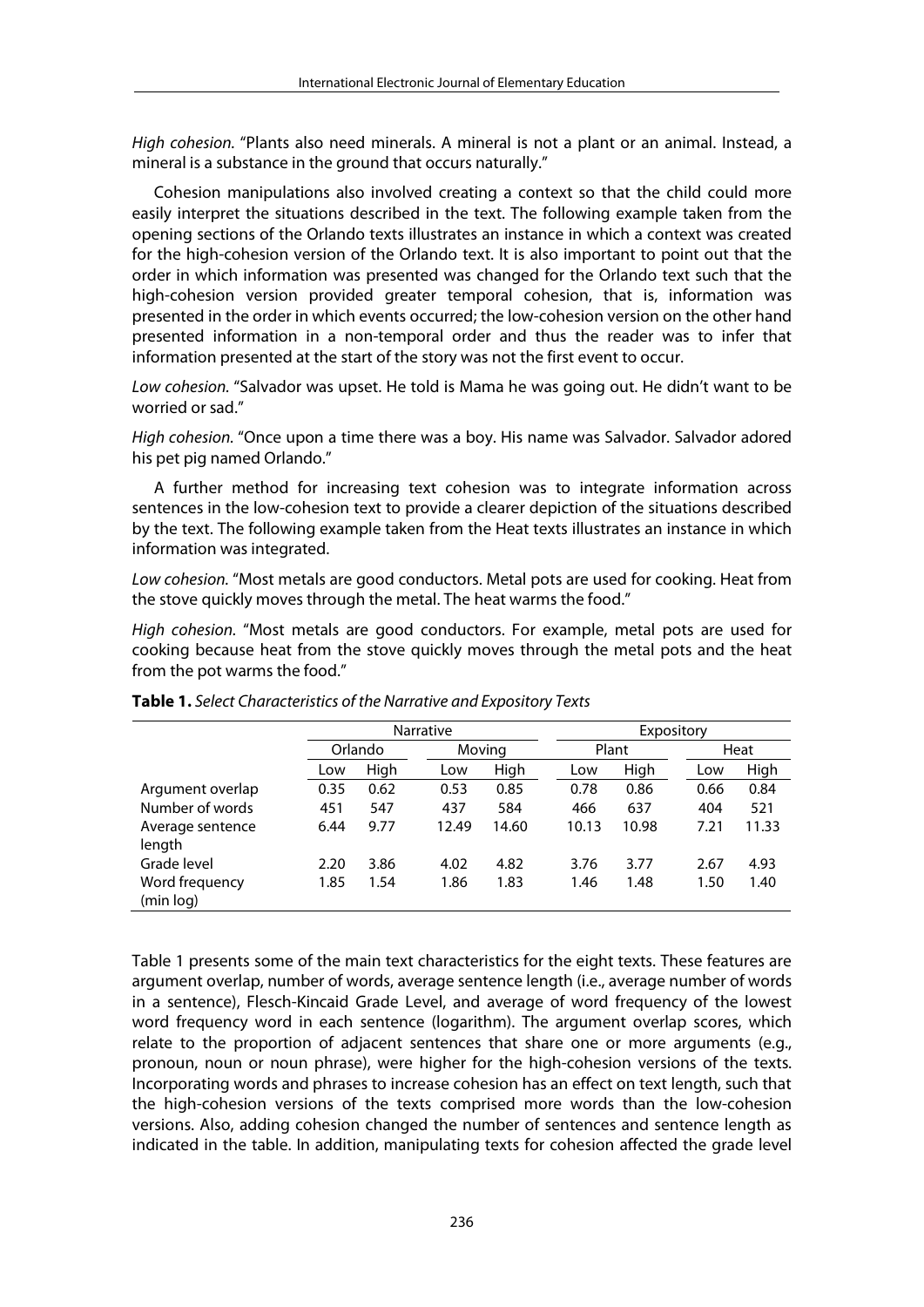*High cohesion.* "Plants also need minerals. A mineral is not a plant or an animal. Instead, a mineral is a substance in the ground that occurs naturally."

Cohesion manipulations also involved creating a context so that the child could more easily interpret the situations described in the text. The following example taken from the opening sections of the Orlando texts illustrates an instance in which a context was created for the high-cohesion version of the Orlando text. It is also important to point out that the order in which information was presented was changed for the Orlando text such that the high-cohesion version provided greater temporal cohesion, that is, information was presented in the order in which events occurred; the low-cohesion version on the other hand presented information in a non-temporal order and thus the reader was to infer that information presented at the start of the story was not the first event to occur.

*Low cohesion.* "Salvador was upset. He told is Mama he was going out. He didn't want to be worried or sad."

*High cohesion.* "Once upon a time there was a boy. His name was Salvador. Salvador adored his pet pig named Orlando."

A further method for increasing text cohesion was to integrate information across sentences in the low-cohesion text to provide a clearer depiction of the situations described by the text. The following example taken from the Heat texts illustrates an instance in which information was integrated.

*Low cohesion.* "Most metals are good conductors. Metal pots are used for cooking. Heat from the stove quickly moves through the metal. The heat warms the food."

*High cohesion.* "Most metals are good conductors. For example, metal pots are used for cooking because heat from the stove quickly moves through the metal pots and the heat from the pot warms the food."

**Table 1.** *Select Characteristics of the Narrative and Expository Texts*

| | Narrative | | | | Expository | | | |
|---|---|---|---|---|---|---|---|---|
| | Orlando | | Moving | | Plant | | Heat | |
| | Low | High | Low | High | Low | High | Low | High |
| Argument overlap | 0.35 | 0.62 | 0.53 | 0.85 | 0.78 | 0.86 | 0.66 | 0.84 |
| Number of words | 451 | 547 | 437 | 584 | 466 | 637 | 404 | 521 |
| Average sentence length | 6.44 | 9.77 | 12.49 | 14.60 | 10.13 | 10.98 | 7.21 | 11.33 |
| Grade level | 2.20 | 3.86 | 4.02 | 4.82 | 3.76 | 3.77 | 2.67 | 4.93 |
| Word frequency (min log) | 1.85 | 1.54 | 1.86 | 1.83 | 1.46 | 1.48 | 1.50 | 1.40 |

Table 1 presents some of the main text characteristics for the eight texts. These features are argument overlap, number of words, average sentence length (i.e., average number of words in a sentence), Flesch-Kincaid Grade Level, and average of word frequency of the lowest word frequency word in each sentence (logarithm). The argument overlap scores, which relate to the proportion of adjacent sentences that share one or more arguments (e.g., pronoun, noun or noun phrase), were higher for the high-cohesion versions of the texts. Incorporating words and phrases to increase cohesion has an effect on text length, such that the high-cohesion versions of the texts comprised more words than the low-cohesion versions. Also, adding cohesion changed the number of sentences and sentence length as indicated in the table. In addition, manipulating texts for cohesion affected the grade level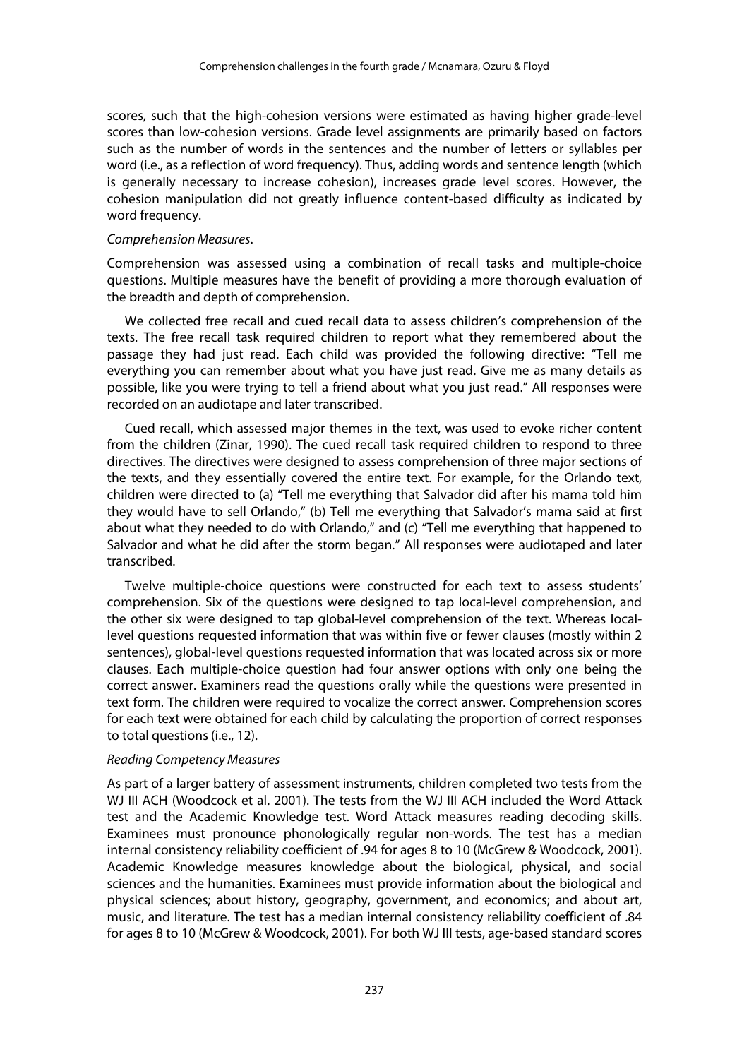scores, such that the high-cohesion versions were estimated as having higher grade-level scores than low-cohesion versions. Grade level assignments are primarily based on factors such as the number of words in the sentences and the number of letters or syllables per word (i.e., as a reflection of word frequency). Thus, adding words and sentence length (which is generally necessary to increase cohesion), increases grade level scores. However, the cohesion manipulation did not greatly influence content-based difficulty as indicated by word frequency.

*Comprehension Measures*.

Comprehension was assessed using a combination of recall tasks and multiple-choice questions. Multiple measures have the benefit of providing a more thorough evaluation of the breadth and depth of comprehension.

We collected free recall and cued recall data to assess children's comprehension of the texts. The free recall task required children to report what they remembered about the passage they had just read. Each child was provided the following directive: "Tell me everything you can remember about what you have just read. Give me as many details as possible, like you were trying to tell a friend about what you just read." All responses were recorded on an audiotape and later transcribed.

Cued recall, which assessed major themes in the text, was used to evoke richer content from the children (Zinar, 1990). The cued recall task required children to respond to three directives. The directives were designed to assess comprehension of three major sections of the texts, and they essentially covered the entire text. For example, for the Orlando text, children were directed to (a) "Tell me everything that Salvador did after his mama told him they would have to sell Orlando," (b) Tell me everything that Salvador's mama said at first about what they needed to do with Orlando," and (c) "Tell me everything that happened to Salvador and what he did after the storm began." All responses were audiotaped and later transcribed.

Twelve multiple-choice questions were constructed for each text to assess students' comprehension. Six of the questions were designed to tap local-level comprehension, and the other six were designed to tap global-level comprehension of the text. Whereas local-level questions requested information that was within five or fewer clauses (mostly within 2 sentences), global-level questions requested information that was located across six or more clauses. Each multiple-choice question had four answer options with only one being the correct answer. Examiners read the questions orally while the questions were presented in text form. The children were required to vocalize the correct answer. Comprehension scores for each text were obtained for each child by calculating the proportion of correct responses to total questions (i.e., 12).

*Reading Competency Measures*

As part of a larger battery of assessment instruments, children completed two tests from the WJ III ACH (Woodcock et al. 2001). The tests from the WJ III ACH included the Word Attack test and the Academic Knowledge test. Word Attack measures reading decoding skills. Examinees must pronounce phonologically regular non-words. The test has a median internal consistency reliability coefficient of .94 for ages 8 to 10 (McGrew & Woodcock, 2001). Academic Knowledge measures knowledge about the biological, physical, and social sciences and the humanities. Examinees must provide information about the biological and physical sciences; about history, geography, government, and economics; and about art, music, and literature. The test has a median internal consistency reliability coefficient of .84 for ages 8 to 10 (McGrew & Woodcock, 2001). For both WJ III tests, age-based standard scores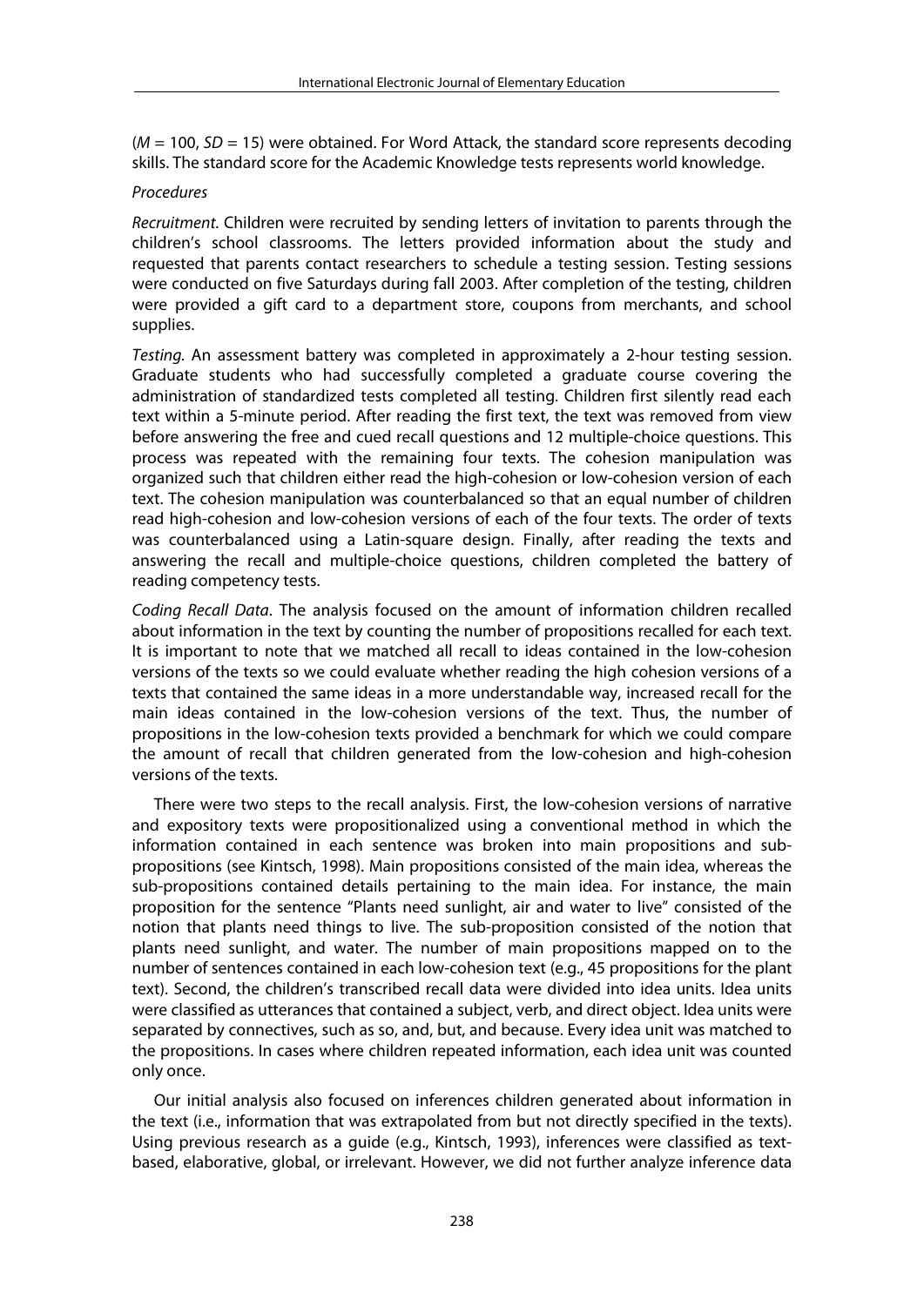($M = 100$, $SD = 15$) were obtained. For Word Attack, the standard score represents decoding skills. The standard score for the Academic Knowledge tests represents world knowledge.

*Procedures*

*Recruitment*. Children were recruited by sending letters of invitation to parents through the children's school classrooms. The letters provided information about the study and requested that parents contact researchers to schedule a testing session. Testing sessions were conducted on five Saturdays during fall 2003. After completion of the testing, children were provided a gift card to a department store, coupons from merchants, and school supplies.

*Testing*. An assessment battery was completed in approximately a 2-hour testing session. Graduate students who had successfully completed a graduate course covering the administration of standardized tests completed all testing. Children first silently read each text within a 5-minute period. After reading the first text, the text was removed from view before answering the free and cued recall questions and 12 multiple-choice questions. This process was repeated with the remaining four texts. The cohesion manipulation was organized such that children either read the high-cohesion or low-cohesion version of each text. The cohesion manipulation was counterbalanced so that an equal number of children read high-cohesion and low-cohesion versions of each of the four texts. The order of texts was counterbalanced using a Latin-square design. Finally, after reading the texts and answering the recall and multiple-choice questions, children completed the battery of reading competency tests.

*Coding Recall Data*. The analysis focused on the amount of information children recalled about information in the text by counting the number of propositions recalled for each text. It is important to note that we matched all recall to ideas contained in the low-cohesion versions of the texts so we could evaluate whether reading the high cohesion versions of a texts that contained the same ideas in a more understandable way, increased recall for the main ideas contained in the low-cohesion versions of the text. Thus, the number of propositions in the low-cohesion texts provided a benchmark for which we could compare the amount of recall that children generated from the low-cohesion and high-cohesion versions of the texts.

There were two steps to the recall analysis. First, the low-cohesion versions of narrative and expository texts were propositionalized using a conventional method in which the information contained in each sentence was broken into main propositions and sub-propositions (see Kintsch, 1998). Main propositions consisted of the main idea, whereas the sub-propositions contained details pertaining to the main idea. For instance, the main proposition for the sentence "Plants need sunlight, air and water to live" consisted of the notion that plants need things to live. The sub-proposition consisted of the notion that plants need sunlight, and water. The number of main propositions mapped on to the number of sentences contained in each low-cohesion text (e.g., 45 propositions for the plant text). Second, the children's transcribed recall data were divided into idea units. Idea units were classified as utterances that contained a subject, verb, and direct object. Idea units were separated by connectives, such as so, and, but, and because. Every idea unit was matched to the propositions. In cases where children repeated information, each idea unit was counted only once.

Our initial analysis also focused on inferences children generated about information in the text (i.e., information that was extrapolated from but not directly specified in the texts). Using previous research as a guide (e.g., Kintsch, 1993), inferences were classified as text-based, elaborative, global, or irrelevant. However, we did not further analyze inference data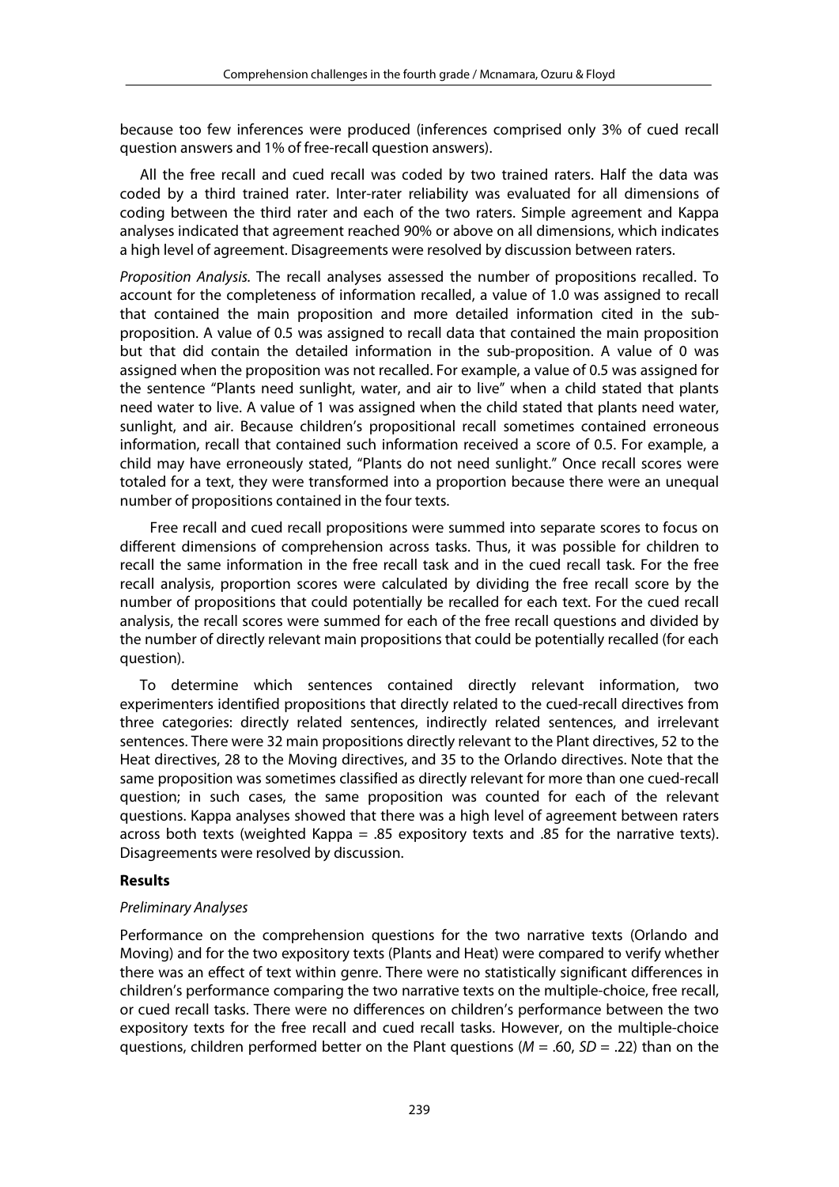because too few inferences were produced (inferences comprised only 3% of cued recall question answers and 1% of free-recall question answers).

All the free recall and cued recall was coded by two trained raters. Half the data was coded by a third trained rater. Inter-rater reliability was evaluated for all dimensions of coding between the third rater and each of the two raters. Simple agreement and Kappa analyses indicated that agreement reached 90% or above on all dimensions, which indicates a high level of agreement. Disagreements were resolved by discussion between raters.

*Proposition Analysis.* The recall analyses assessed the number of propositions recalled. To account for the completeness of information recalled, a value of 1.0 was assigned to recall that contained the main proposition and more detailed information cited in the sub-proposition. A value of 0.5 was assigned to recall data that contained the main proposition but that did contain the detailed information in the sub-proposition. A value of 0 was assigned when the proposition was not recalled. For example, a value of 0.5 was assigned for the sentence "Plants need sunlight, water, and air to live" when a child stated that plants need water to live. A value of 1 was assigned when the child stated that plants need water, sunlight, and air. Because children's propositional recall sometimes contained erroneous information, recall that contained such information received a score of 0.5. For example, a child may have erroneously stated, "Plants do not need sunlight." Once recall scores were totaled for a text, they were transformed into a proportion because there were an unequal number of propositions contained in the four texts.

Free recall and cued recall propositions were summed into separate scores to focus on different dimensions of comprehension across tasks. Thus, it was possible for children to recall the same information in the free recall task and in the cued recall task. For the free recall analysis, proportion scores were calculated by dividing the free recall score by the number of propositions that could potentially be recalled for each text. For the cued recall analysis, the recall scores were summed for each of the free recall questions and divided by the number of directly relevant main propositions that could be potentially recalled (for each question).

To determine which sentences contained directly relevant information, two experimenters identified propositions that directly related to the cued-recall directives from three categories: directly related sentences, indirectly related sentences, and irrelevant sentences. There were 32 main propositions directly relevant to the Plant directives, 52 to the Heat directives, 28 to the Moving directives, and 35 to the Orlando directives. Note that the same proposition was sometimes classified as directly relevant for more than one cued-recall question; in such cases, the same proposition was counted for each of the relevant questions. Kappa analyses showed that there was a high level of agreement between raters across both texts (weighted Kappa = .85 expository texts and .85 for the narrative texts). Disagreements were resolved by discussion.

## Results

### *Preliminary Analyses*

Performance on the comprehension questions for the two narrative texts (Orlando and Moving) and for the two expository texts (Plants and Heat) were compared to verify whether there was an effect of text within genre. There were no statistically significant differences in children's performance comparing the two narrative texts on the multiple-choice, free recall, or cued recall tasks. There were no differences on children's performance between the two expository texts for the free recall and cued recall tasks. However, on the multiple-choice questions, children performed better on the Plant questions ($M = .60$, $SD = .22$) than on the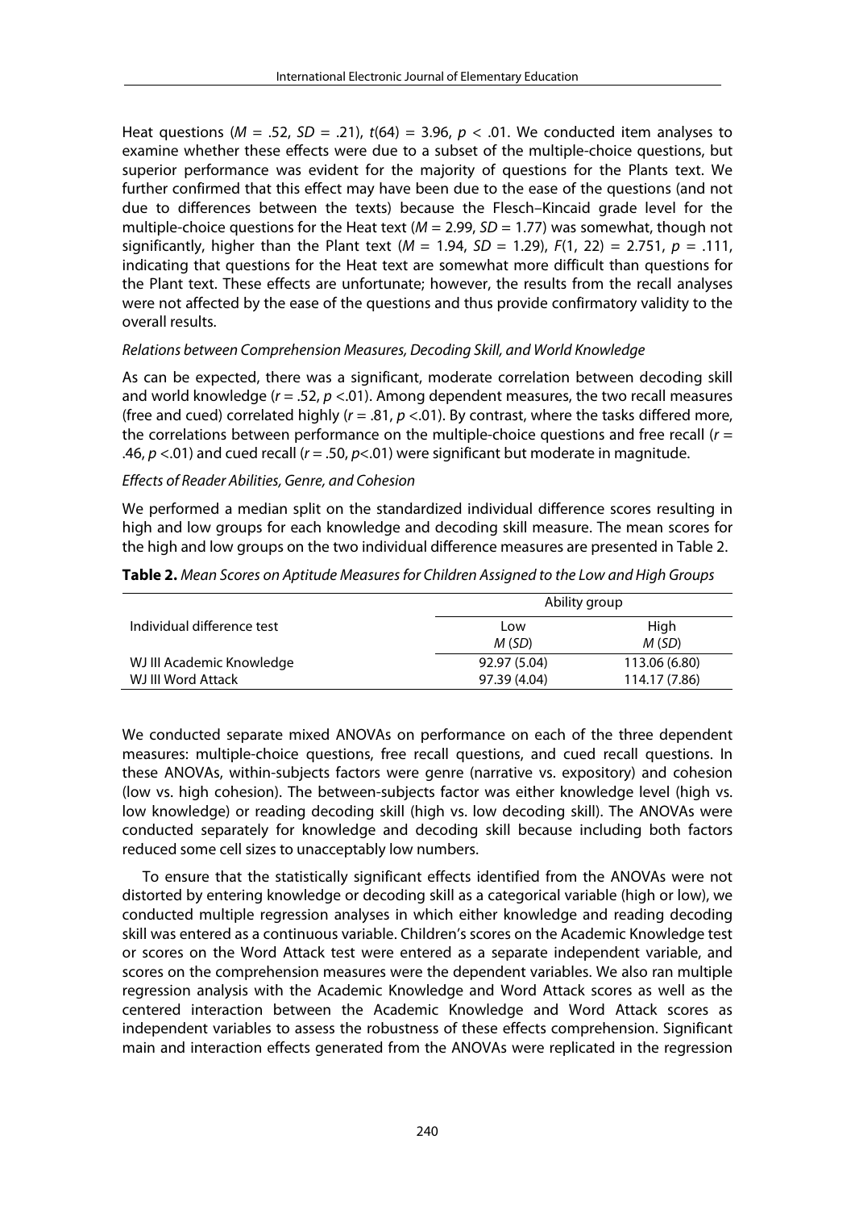Heat questions ($M = .52$, $SD = .21$), $t(64) = 3.96$, $p < .01$. We conducted item analyses to examine whether these effects were due to a subset of the multiple-choice questions, but superior performance was evident for the majority of questions for the Plants text. We further confirmed that this effect may have been due to the ease of the questions (and not due to differences between the texts) because the Flesch–Kincaid grade level for the multiple-choice questions for the Heat text ($M = 2.99$, $SD = 1.77$) was somewhat, though not significantly, higher than the Plant text ($M = 1.94$, $SD = 1.29$), $F(1, 22) = 2.751$, $p = .111$, indicating that questions for the Heat text are somewhat more difficult than questions for the Plant text. These effects are unfortunate; however, the results from the recall analyses were not affected by the ease of the questions and thus provide confirmatory validity to the overall results.

*Relations between Comprehension Measures, Decoding Skill, and World Knowledge*

As can be expected, there was a significant, moderate correlation between decoding skill and world knowledge ($r = .52$, $p < .01$). Among dependent measures, the two recall measures (free and cued) correlated highly ($r = .81$, $p < .01$). By contrast, where the tasks differed more, the correlations between performance on the multiple-choice questions and free recall ($r = .46$, $p < .01$) and cued recall ($r = .50$, $p < .01$) were significant but moderate in magnitude.

*Effects of Reader Abilities, Genre, and Cohesion*

We performed a median split on the standardized individual difference scores resulting in high and low groups for each knowledge and decoding skill measure. The mean scores for the high and low groups on the two individual difference measures are presented in Table 2.

**Table 2.** *Mean Scores on Aptitude Measures for Children Assigned to the Low and High Groups*

| | Ability group | |
|---|---|---|
| Individual difference test | Low<br>*M* (*SD*) | High<br>*M* (*SD*) |
| WJ III Academic Knowledge | 92.97 (5.04) | 113.06 (6.80) |
| WJ III Word Attack | 97.39 (4.04) | 114.17 (7.86) |

We conducted separate mixed ANOVAs on performance on each of the three dependent measures: multiple-choice questions, free recall questions, and cued recall questions. In these ANOVAs, within-subjects factors were genre (narrative vs. expository) and cohesion (low vs. high cohesion). The between-subjects factor was either knowledge level (high vs. low knowledge) or reading decoding skill (high vs. low decoding skill). The ANOVAs were conducted separately for knowledge and decoding skill because including both factors reduced some cell sizes to unacceptably low numbers.

To ensure that the statistically significant effects identified from the ANOVAs were not distorted by entering knowledge or decoding skill as a categorical variable (high or low), we conducted multiple regression analyses in which either knowledge and reading decoding skill was entered as a continuous variable. Children's scores on the Academic Knowledge test or scores on the Word Attack test were entered as a separate independent variable, and scores on the comprehension measures were the dependent variables. We also ran multiple regression analysis with the Academic Knowledge and Word Attack scores as well as the centered interaction between the Academic Knowledge and Word Attack scores as independent variables to assess the robustness of these effects comprehension. Significant main and interaction effects generated from the ANOVAs were replicated in the regression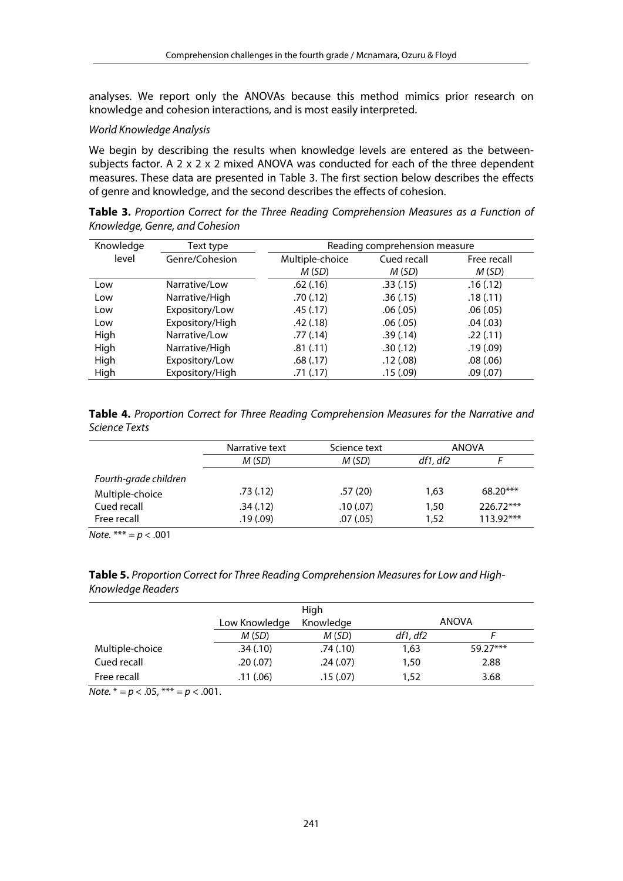analyses. We report only the ANOVAs because this method mimics prior research on knowledge and cohesion interactions, and is most easily interpreted.

*World Knowledge Analysis*

We begin by describing the results when knowledge levels are entered as the between-subjects factor. A 2 x 2 x 2 mixed ANOVA was conducted for each of the three dependent measures. These data are presented in Table 3. The first section below describes the effects of genre and knowledge, and the second describes the effects of cohesion.

**Table 3.** *Proportion Correct for the Three Reading Comprehension Measures as a Function of Knowledge, Genre, and Cohesion*

| Knowledge level | Text type Genre/Cohesion | Multiple-choice *M* (*SD*) | Cued recall *M* (*SD*) | Free recall *M* (*SD*) |
|---|---|---|---|---|
| Low | Narrative/Low | .62 (.16) | .33 (.15) | .16 (.12) |
| Low | Narrative/High | .70 (.12) | .36 (.15) | .18 (.11) |
| Low | Expository/Low | .45 (.17) | .06 (.05) | .06 (.05) |
| Low | Expository/High | .42 (.18) | .06 (.05) | .04 (.03) |
| High | Narrative/Low | .77 (.14) | .39 (.14) | .22 (.11) |
| High | Narrative/High | .81 (.11) | .30 (.12) | .19 (.09) |
| High | Expository/Low | .68 (.17) | .12 (.08) | .08 (.06) |
| High | Expository/High | .71 (.17) | .15 (.09) | .09 (.07) |

**Table 4.** *Proportion Correct for Three Reading Comprehension Measures for the Narrative and Science Texts*

| | Narrative text | Science text | ANOVA | |
|---|---|---|---|---|
| | *M* (*SD*) | *M* (*SD*) | *df1, df2* | *F* |
| *Fourth-grade children* | | | | |
| Multiple-choice | .73 (.12) | .57 (20) | 1,63 | 68.20*** |
| Cued recall | .34 (.12) | .10 (.07) | 1,50 | 226.72*** |
| Free recall | .19 (.09) | .07 (.05) | 1,52 | 113.92*** |

*Note.* *** = $p < .001$

**Table 5.** *Proportion Correct for Three Reading Comprehension Measures for Low and High-Knowledge Readers*

| | Low Knowledge | High Knowledge | ANOVA | |
|---|---|---|---|---|
| | *M* (*SD*) | *M* (*SD*) | *df1, df2* | *F* |
| Multiple-choice | .34 (.10) | .74 (.10) | 1,63 | 59.27*** |
| Cued recall | .20 (.07) | .24 (.07) | 1,50 | 2.88 |
| Free recall | .11 (.06) | .15 (.07) | 1,52 | 3.68 |

*Note.* * = $p < .05$, *** = $p < .001$.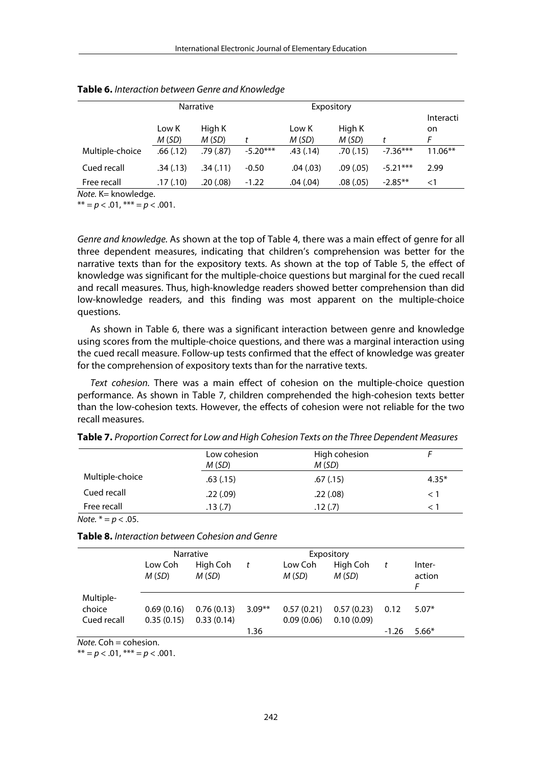**Table 6.** *Interaction between Genre and Knowledge*

| | Narrative | | | Expository | | | Interaction |
|---|---|---|---|---|---|---|---|
| | Low K *M* (*SD*) | High K *M* (*SD*) | *t* | Low K *M* (*SD*) | High K *M* (*SD*) | *t* | *F* |
| Multiple-choice | .66 (.12) | .79 (.87) | -5.20*** | .43 (.14) | .70 (.15) | -7.36*** | 11.06** |
| Cued recall | .34 (.13) | .34 (.11) | -0.50 | .04 (.03) | .09 (.05) | -5.21*** | 2.99 |
| Free recall | .17 (.10) | .20 (.08) | -1.22 | .04 (.04) | .08 (.05) | -2.85** | <1 |

*Note.* K= knowledge.
** = $p < .01$, *** = $p < .001$.

*Genre and knowledge.* As shown at the top of Table 4, there was a main effect of genre for all three dependent measures, indicating that children's comprehension was better for the narrative texts than for the expository texts. As shown at the top of Table 5, the effect of knowledge was significant for the multiple-choice questions but marginal for the cued recall and recall measures. Thus, high-knowledge readers showed better comprehension than did low-knowledge readers, and this finding was most apparent on the multiple-choice questions.

As shown in Table 6, there was a significant interaction between genre and knowledge using scores from the multiple-choice questions, and there was a marginal interaction using the cued recall measure. Follow-up tests confirmed that the effect of knowledge was greater for the comprehension of expository texts than for the narrative texts.

*Text cohesion.* There was a main effect of cohesion on the multiple-choice question performance. As shown in Table 7, children comprehended the high-cohesion texts better than the low-cohesion texts. However, the effects of cohesion were not reliable for the two recall measures.

**Table 7.** *Proportion Correct for Low and High Cohesion Texts on the Three Dependent Measures*

| | Low cohesion *M* (*SD*) | High cohesion *M* (*SD*) | *F* |
|---|---|---|---|
| Multiple-choice | .63 (.15) | .67 (.15) | 4.35* |
| Cued recall | .22 (.09) | .22 (.08) | < 1 |
| Free recall | .13 (.7) | .12 (.7) | < 1 |

*Note.* * = $p < .05$.

**Table 8.** *Interaction between Cohesion and Genre*

| | Narrative | | | Expository | | | |
|---|---|---|---|---|---|---|---|
| | Low Coh *M* (*SD*) | High Coh *M* (*SD*) | *t* | Low Coh *M* (*SD*) | High Coh *M* (*SD*) | *t* | Interaction *F* |
| Multiple-choice | 0.69 (0.16) | 0.76 (0.13) | 3.09** | 0.57 (0.21) | 0.57 (0.23) | 0.12 | 5.07* |
| Cued recall | 0.35 (0.15) | 0.33 (0.14) | 1.36 | 0.09 (0.06) | 0.10 (0.09) | -1.26 | 5.66* |

*Note.* Coh = cohesion.
** = $p < .01$, *** = $p < .001$.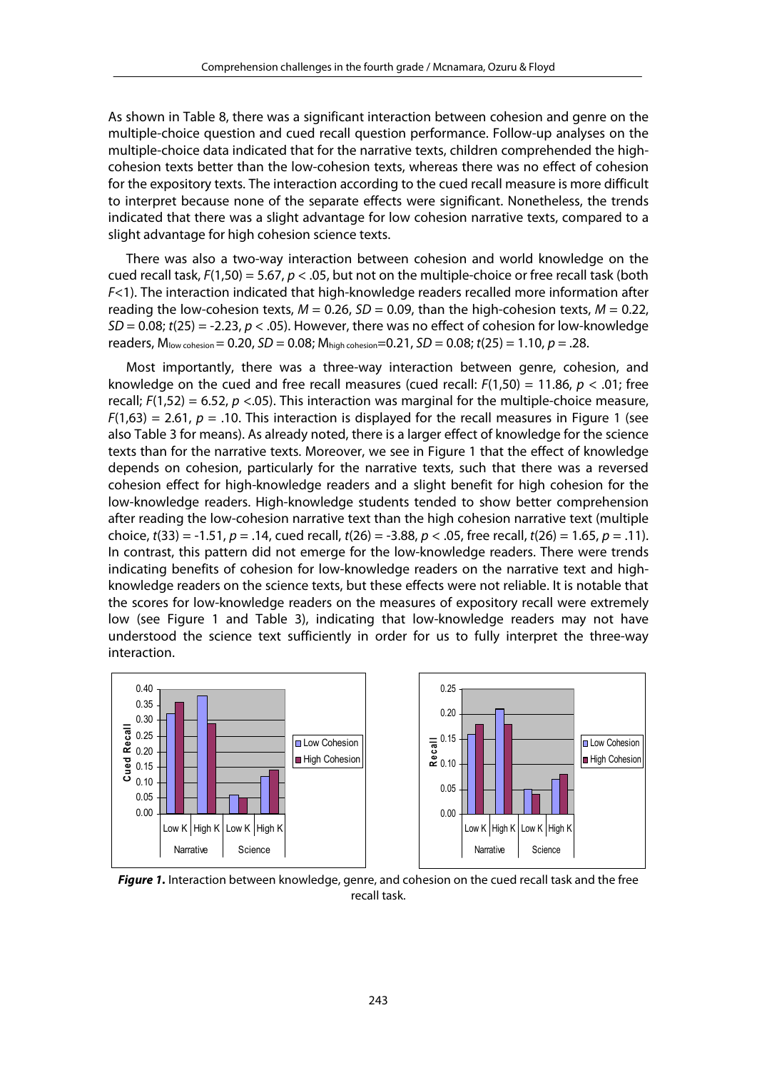As shown in Table 8, there was a significant interaction between cohesion and genre on the multiple-choice question and cued recall question performance. Follow-up analyses on the multiple-choice data indicated that for the narrative texts, children comprehended the high-cohesion texts better than the low-cohesion texts, whereas there was no effect of cohesion for the expository texts. The interaction according to the cued recall measure is more difficult to interpret because none of the separate effects were significant. Nonetheless, the trends indicated that there was a slight advantage for low cohesion narrative texts, compared to a slight advantage for high cohesion science texts.

There was also a two-way interaction between cohesion and world knowledge on the cued recall task, $F(1,50) = 5.67$, $p < .05$, but not on the multiple-choice or free recall task (both $F<1$). The interaction indicated that high-knowledge readers recalled more information after reading the low-cohesion texts, $M = 0.26$, $SD = 0.09$, than the high-cohesion texts, $M = 0.22$, $SD = 0.08$; $t(25) = -2.23$, $p < .05$). However, there was no effect of cohesion for low-knowledge readers, $M_{low\ cohesion} = 0.20$, $SD = 0.08$; $M_{high\ cohesion} = 0.21$, $SD = 0.08$; $t(25) = 1.10$, $p = .28$.

Most importantly, there was a three-way interaction between genre, cohesion, and knowledge on the cued and free recall measures (cued recall: $F(1,50) = 11.86$, $p < .01$; free recall; $F(1,52) = 6.52$, $p < .05$). This interaction was marginal for the multiple-choice measure, $F(1,63) = 2.61$, $p = .10$. This interaction is displayed for the recall measures in Figure 1 (see also Table 3 for means). As already noted, there is a larger effect of knowledge for the science texts than for the narrative texts. Moreover, we see in Figure 1 that the effect of knowledge depends on cohesion, particularly for the narrative texts, such that there was a reversed cohesion effect for high-knowledge readers and a slight benefit for high cohesion for the low-knowledge readers. High-knowledge students tended to show better comprehension after reading the low-cohesion narrative text than the high cohesion narrative text (multiple choice, $t(33) = -1.51$, $p = .14$, cued recall, $t(26) = -3.88$, $p < .05$, free recall, $t(26) = 1.65$, $p = .11$). In contrast, this pattern did not emerge for the low-knowledge readers. There were trends indicating benefits of cohesion for low-knowledge readers on the narrative text and high-knowledge readers on the science texts, but these effects were not reliable. It is notable that the scores for low-knowledge readers on the measures of expository recall were extremely low (see Figure 1 and Table 3), indicating that low-knowledge readers may not have understood the science text sufficiently in order for us to fully interpret the three-way interaction.

***Figure 1.*** Interaction between knowledge, genre, and cohesion on the cued recall task and the free recall task.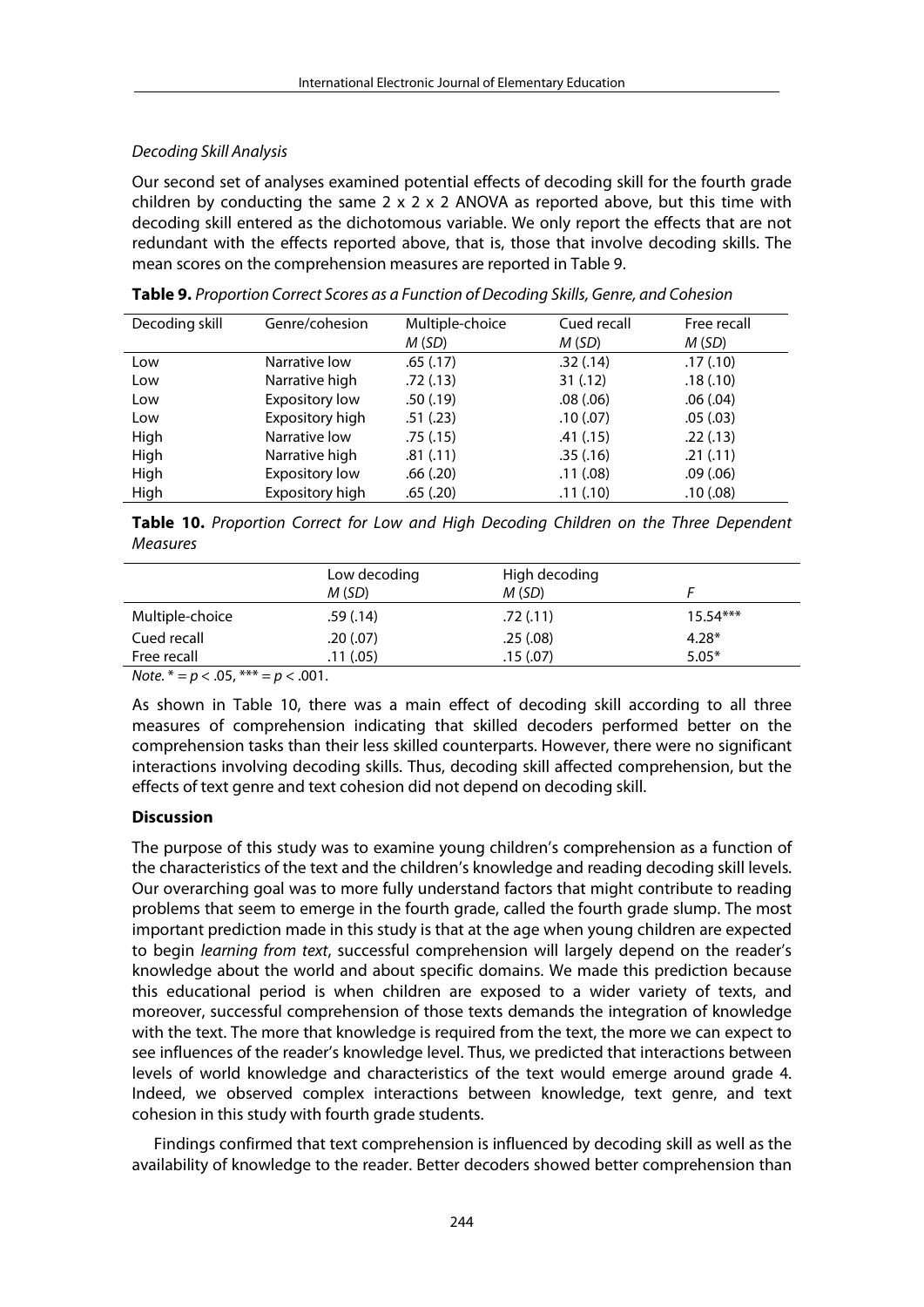*Decoding Skill Analysis*

Our second set of analyses examined potential effects of decoding skill for the fourth grade children by conducting the same 2 x 2 x 2 ANOVA as reported above, but this time with decoding skill entered as the dichotomous variable. We only report the effects that are not redundant with the effects reported above, that is, those that involve decoding skills. The mean scores on the comprehension measures are reported in Table 9.

**Table 9.** *Proportion Correct Scores as a Function of Decoding Skills, Genre, and Cohesion*

| Decoding skill | Genre/cohesion | Multiple-choice *M* (*SD*) | Cued recall *M* (*SD*) | Free recall *M* (*SD*) |
|---|---|---|---|---|
| Low | Narrative low | .65 (.17) | .32 (.14) | .17 (.10) |
| Low | Narrative high | .72 (.13) | 31 (.12) | .18 (.10) |
| Low | Expository low | .50 (.19) | .08 (.06) | .06 (.04) |
| Low | Expository high | .51 (.23) | .10 (.07) | .05 (.03) |
| High | Narrative low | .75 (.15) | .41 (.15) | .22 (.13) |
| High | Narrative high | .81 (.11) | .35 (.16) | .21 (.11) |
| High | Expository low | .66 (.20) | .11 (.08) | .09 (.06) |
| High | Expository high | .65 (.20) | .11 (.10) | .10 (.08) |

**Table 10.** *Proportion Correct for Low and High Decoding Children on the Three Dependent Measures*

| | Low decoding *M* (*SD*) | High decoding *M* (*SD*) | *F* |
|---|---|---|---|
| Multiple-choice | .59 (.14) | .72 (.11) | 15.54*** |
| Cued recall | .20 (.07) | .25 (.08) | 4.28* |
| Free recall | .11 (.05) | .15 (.07) | 5.05* |

*Note.* * = $p < .05$, *** = $p < .001$.

As shown in Table 10, there was a main effect of decoding skill according to all three measures of comprehension indicating that skilled decoders performed better on the comprehension tasks than their less skilled counterparts. However, there were no significant interactions involving decoding skills. Thus, decoding skill affected comprehension, but the effects of text genre and text cohesion did not depend on decoding skill.

## Discussion

The purpose of this study was to examine young children's comprehension as a function of the characteristics of the text and the children's knowledge and reading decoding skill levels. Our overarching goal was to more fully understand factors that might contribute to reading problems that seem to emerge in the fourth grade, called the fourth grade slump. The most important prediction made in this study is that at the age when young children are expected to begin *learning from text*, successful comprehension will largely depend on the reader's knowledge about the world and about specific domains. We made this prediction because this educational period is when children are exposed to a wider variety of texts, and moreover, successful comprehension of those texts demands the integration of knowledge with the text. The more that knowledge is required from the text, the more we can expect to see influences of the reader's knowledge level. Thus, we predicted that interactions between levels of world knowledge and characteristics of the text would emerge around grade 4. Indeed, we observed complex interactions between knowledge, text genre, and text cohesion in this study with fourth grade students.

Findings confirmed that text comprehension is influenced by decoding skill as well as the availability of knowledge to the reader. Better decoders showed better comprehension than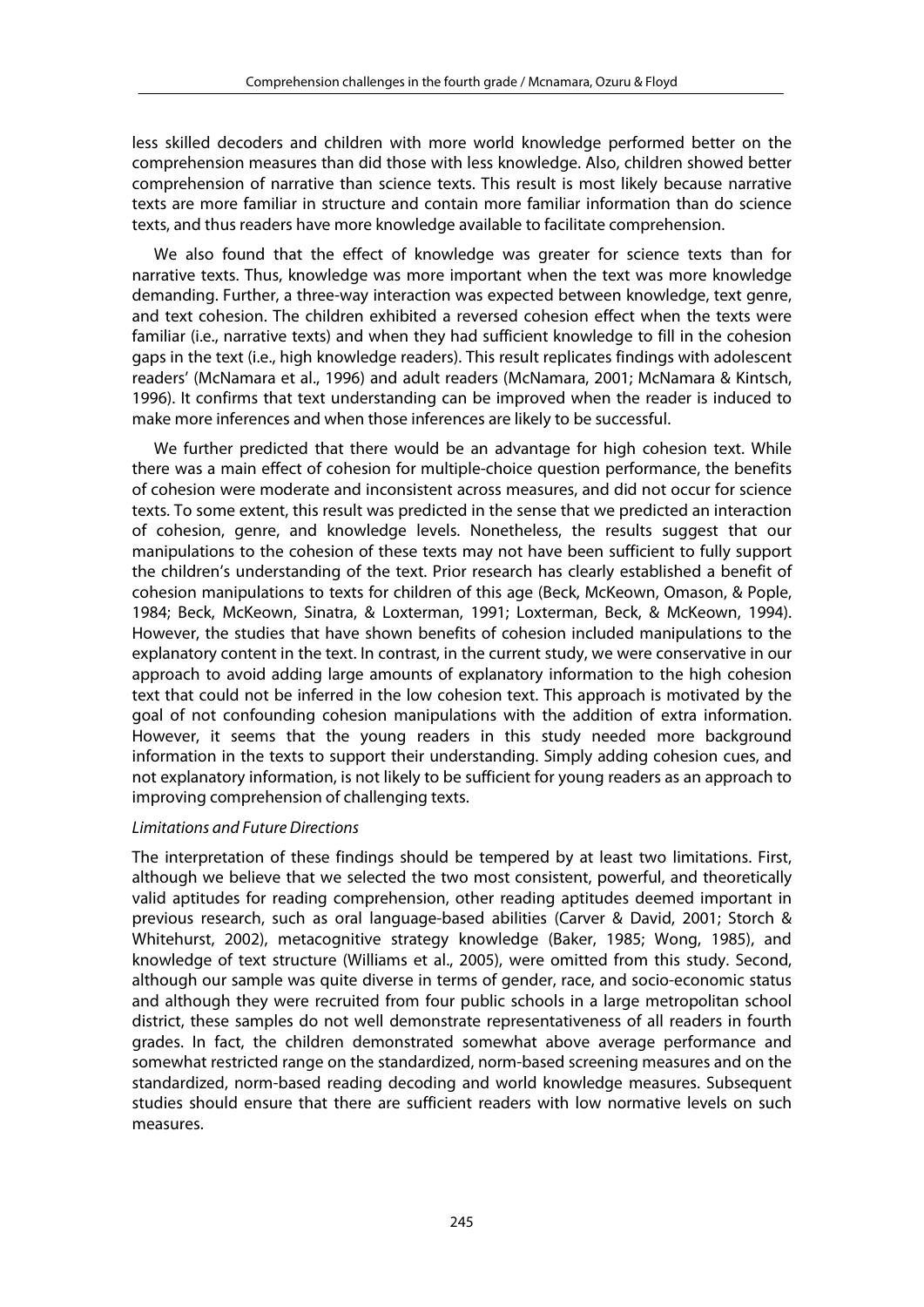less skilled decoders and children with more world knowledge performed better on the comprehension measures than did those with less knowledge. Also, children showed better comprehension of narrative than science texts. This result is most likely because narrative texts are more familiar in structure and contain more familiar information than do science texts, and thus readers have more knowledge available to facilitate comprehension.

We also found that the effect of knowledge was greater for science texts than for narrative texts. Thus, knowledge was more important when the text was more knowledge demanding. Further, a three-way interaction was expected between knowledge, text genre, and text cohesion. The children exhibited a reversed cohesion effect when the texts were familiar (i.e., narrative texts) and when they had sufficient knowledge to fill in the cohesion gaps in the text (i.e., high knowledge readers). This result replicates findings with adolescent readers' (McNamara et al., 1996) and adult readers (McNamara, 2001; McNamara & Kintsch, 1996). It confirms that text understanding can be improved when the reader is induced to make more inferences and when those inferences are likely to be successful.

We further predicted that there would be an advantage for high cohesion text. While there was a main effect of cohesion for multiple-choice question performance, the benefits of cohesion were moderate and inconsistent across measures, and did not occur for science texts. To some extent, this result was predicted in the sense that we predicted an interaction of cohesion, genre, and knowledge levels. Nonetheless, the results suggest that our manipulations to the cohesion of these texts may not have been sufficient to fully support the children's understanding of the text. Prior research has clearly established a benefit of cohesion manipulations to texts for children of this age (Beck, McKeown, Omason, & Pople, 1984; Beck, McKeown, Sinatra, & Loxterman, 1991; Loxterman, Beck, & McKeown, 1994). However, the studies that have shown benefits of cohesion included manipulations to the explanatory content in the text. In contrast, in the current study, we were conservative in our approach to avoid adding large amounts of explanatory information to the high cohesion text that could not be inferred in the low cohesion text. This approach is motivated by the goal of not confounding cohesion manipulations with the addition of extra information. However, it seems that the young readers in this study needed more background information in the texts to support their understanding. Simply adding cohesion cues, and not explanatory information, is not likely to be sufficient for young readers as an approach to improving comprehension of challenging texts.

### *Limitations and Future Directions*

The interpretation of these findings should be tempered by at least two limitations. First, although we believe that we selected the two most consistent, powerful, and theoretically valid aptitudes for reading comprehension, other reading aptitudes deemed important in previous research, such as oral language-based abilities (Carver & David, 2001; Storch & Whitehurst, 2002), metacognitive strategy knowledge (Baker, 1985; Wong, 1985), and knowledge of text structure (Williams et al., 2005), were omitted from this study. Second, although our sample was quite diverse in terms of gender, race, and socio-economic status and although they were recruited from four public schools in a large metropolitan school district, these samples do not well demonstrate representativeness of all readers in fourth grades. In fact, the children demonstrated somewhat above average performance and somewhat restricted range on the standardized, norm-based screening measures and on the standardized, norm-based reading decoding and world knowledge measures. Subsequent studies should ensure that there are sufficient readers with low normative levels on such measures.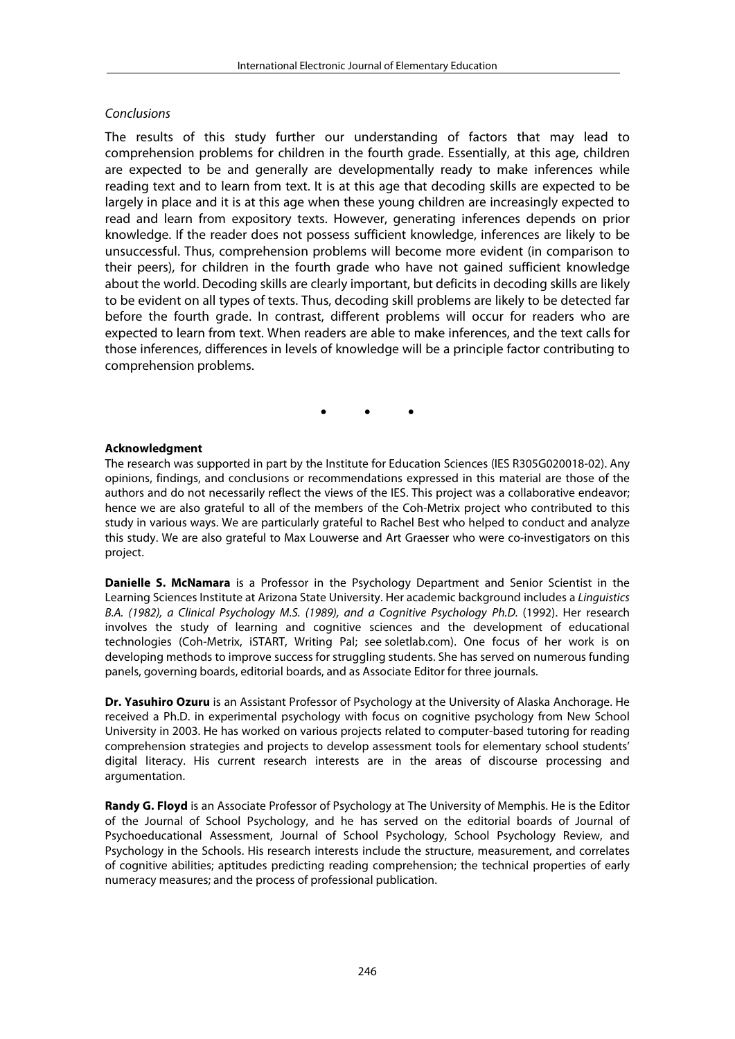*Conclusions*

The results of this study further our understanding of factors that may lead to comprehension problems for children in the fourth grade. Essentially, at this age, children are expected to be and generally are developmentally ready to make inferences while reading text and to learn from text. It is at this age that decoding skills are expected to be largely in place and it is at this age when these young children are increasingly expected to read and learn from expository texts. However, generating inferences depends on prior knowledge. If the reader does not possess sufficient knowledge, inferences are likely to be unsuccessful. Thus, comprehension problems will become more evident (in comparison to their peers), for children in the fourth grade who have not gained sufficient knowledge about the world. Decoding skills are clearly important, but deficits in decoding skills are likely to be evident on all types of texts. Thus, decoding skill problems are likely to be detected far before the fourth grade. In contrast, different problems will occur for readers who are expected to learn from text. When readers are able to make inferences, and the text calls for those inferences, differences in levels of knowledge will be a principle factor contributing to comprehension problems.

• • •

**Acknowledgment**

The research was supported in part by the Institute for Education Sciences (IES R305G020018-02). Any opinions, findings, and conclusions or recommendations expressed in this material are those of the authors and do not necessarily reflect the views of the IES. This project was a collaborative endeavor; hence we are also grateful to all of the members of the Coh-Metrix project who contributed to this study in various ways. We are particularly grateful to Rachel Best who helped to conduct and analyze this study. We are also grateful to Max Louwerse and Art Graesser who were co-investigators on this project.

**Danielle S. McNamara** is a Professor in the Psychology Department and Senior Scientist in the Learning Sciences Institute at Arizona State University. Her academic background includes a *Linguistics B.A. (1982), a Clinical Psychology M.S. (1989), and a Cognitive Psychology Ph.D.* (1992). Her research involves the study of learning and cognitive sciences and the development of educational technologies (Coh-Metrix, iSTART, Writing Pal; see soletlab.com). One focus of her work is on developing methods to improve success for struggling students. She has served on numerous funding panels, governing boards, editorial boards, and as Associate Editor for three journals.

**Dr. Yasuhiro Ozuru** is an Assistant Professor of Psychology at the University of Alaska Anchorage. He received a Ph.D. in experimental psychology with focus on cognitive psychology from New School University in 2003. He has worked on various projects related to computer-based tutoring for reading comprehension strategies and projects to develop assessment tools for elementary school students' digital literacy. His current research interests are in the areas of discourse processing and argumentation.

**Randy G. Floyd** is an Associate Professor of Psychology at The University of Memphis. He is the Editor of the Journal of School Psychology, and he has served on the editorial boards of Journal of Psychoeducational Assessment, Journal of School Psychology, School Psychology Review, and Psychology in the Schools. His research interests include the structure, measurement, and correlates of cognitive abilities; aptitudes predicting reading comprehension; the technical properties of early numeracy measures; and the process of professional publication.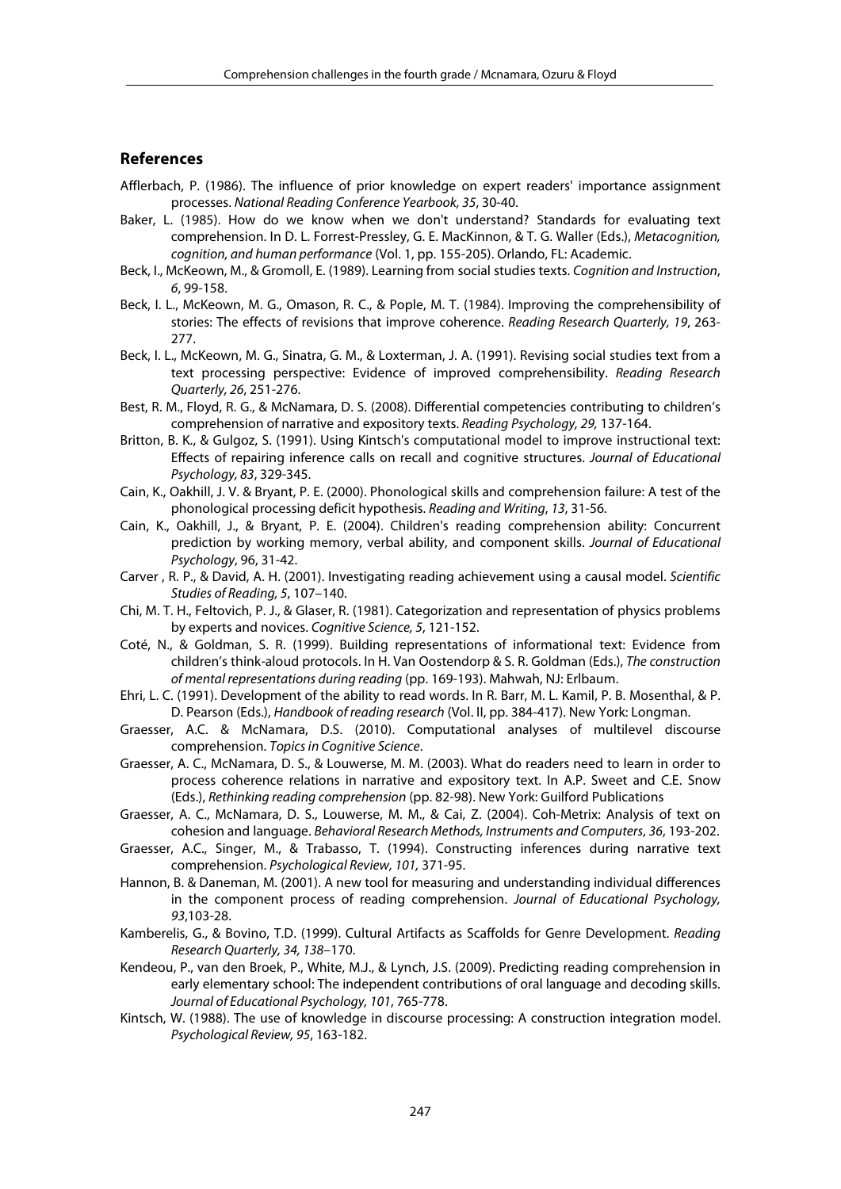## References

Afflerbach, P. (1986). The influence of prior knowledge on expert readers' importance assignment processes. *National Reading Conference Yearbook, 35*, 30-40.

Baker, L. (1985). How do we know when we don't understand? Standards for evaluating text comprehension. In D. L. Forrest-Pressley, G. E. MacKinnon, & T. G. Waller (Eds.), *Metacognition, cognition, and human performance* (Vol. 1, pp. 155-205). Orlando, FL: Academic.

Beck, I., McKeown, M., & Gromoll, E. (1989). Learning from social studies texts. *Cognition and Instruction*, *6*, 99-158.

Beck, I. L., McKeown, M. G., Omason, R. C., & Pople, M. T. (1984). Improving the comprehensibility of stories: The effects of revisions that improve coherence. *Reading Research Quarterly, 19*, 263-277.

Beck, I. L., McKeown, M. G., Sinatra, G. M., & Loxterman, J. A. (1991). Revising social studies text from a text processing perspective: Evidence of improved comprehensibility. *Reading Research Quarterly, 26*, 251-276.

Best, R. M., Floyd, R. G., & McNamara, D. S. (2008). Differential competencies contributing to children's comprehension of narrative and expository texts. *Reading Psychology, 29,* 137-164.

Britton, B. K., & Gulgoz, S. (1991). Using Kintsch's computational model to improve instructional text: Effects of repairing inference calls on recall and cognitive structures. *Journal of Educational Psychology, 83*, 329-345.

Cain, K., Oakhill, J. V. & Bryant, P. E. (2000). Phonological skills and comprehension failure: A test of the phonological processing deficit hypothesis. *Reading and Writing*, *13*, 31-56.

Cain, K., Oakhill, J., & Bryant, P. E. (2004). Children's reading comprehension ability: Concurrent prediction by working memory, verbal ability, and component skills. *Journal of Educational Psychology*, 96, 31-42.

Carver , R. P., & David, A. H. (2001). Investigating reading achievement using a causal model. *Scientific Studies of Reading, 5*, 107–140.

Chi, M. T. H., Feltovich, P. J., & Glaser, R. (1981). Categorization and representation of physics problems by experts and novices. *Cognitive Science, 5*, 121-152.

Coté, N., & Goldman, S. R. (1999). Building representations of informational text: Evidence from children's think-aloud protocols. In H. Van Oostendorp & S. R. Goldman (Eds.), *The construction of mental representations during reading* (pp. 169-193). Mahwah, NJ: Erlbaum.

Ehri, L. C. (1991). Development of the ability to read words. In R. Barr, M. L. Kamil, P. B. Mosenthal, & P. D. Pearson (Eds.), *Handbook of reading research* (Vol. II, pp. 384-417). New York: Longman.

Graesser, A.C. & McNamara, D.S. (2010). Computational analyses of multilevel discourse comprehension. *Topics in Cognitive Science*.

Graesser, A. C., McNamara, D. S., & Louwerse, M. M. (2003). What do readers need to learn in order to process coherence relations in narrative and expository text. In A.P. Sweet and C.E. Snow (Eds.), *Rethinking reading comprehension* (pp. 82-98). New York: Guilford Publications

Graesser, A. C., McNamara, D. S., Louwerse, M. M., & Cai, Z. (2004). Coh-Metrix: Analysis of text on cohesion and language. *Behavioral Research Methods, Instruments and Computers*, *36*, 193-202.

Graesser, A.C., Singer, M., & Trabasso, T. (1994). Constructing inferences during narrative text comprehension. *Psychological Review, 101,* 371-95.

Hannon, B. & Daneman, M. (2001). A new tool for measuring and understanding individual differences in the component process of reading comprehension. *Journal of Educational Psychology, 93*,103-28.

Kamberelis, G., & Bovino, T.D. (1999). Cultural Artifacts as Scaffolds for Genre Development. *Reading Research Quarterly, 34, 138*–170.

Kendeou, P., van den Broek, P., White, M.J., & Lynch, J.S. (2009). Predicting reading comprehension in early elementary school: The independent contributions of oral language and decoding skills. *Journal of Educational Psychology, 101*, 765-778.

Kintsch, W. (1988). The use of knowledge in discourse processing: A construction integration model. *Psychological Review, 95*, 163-182.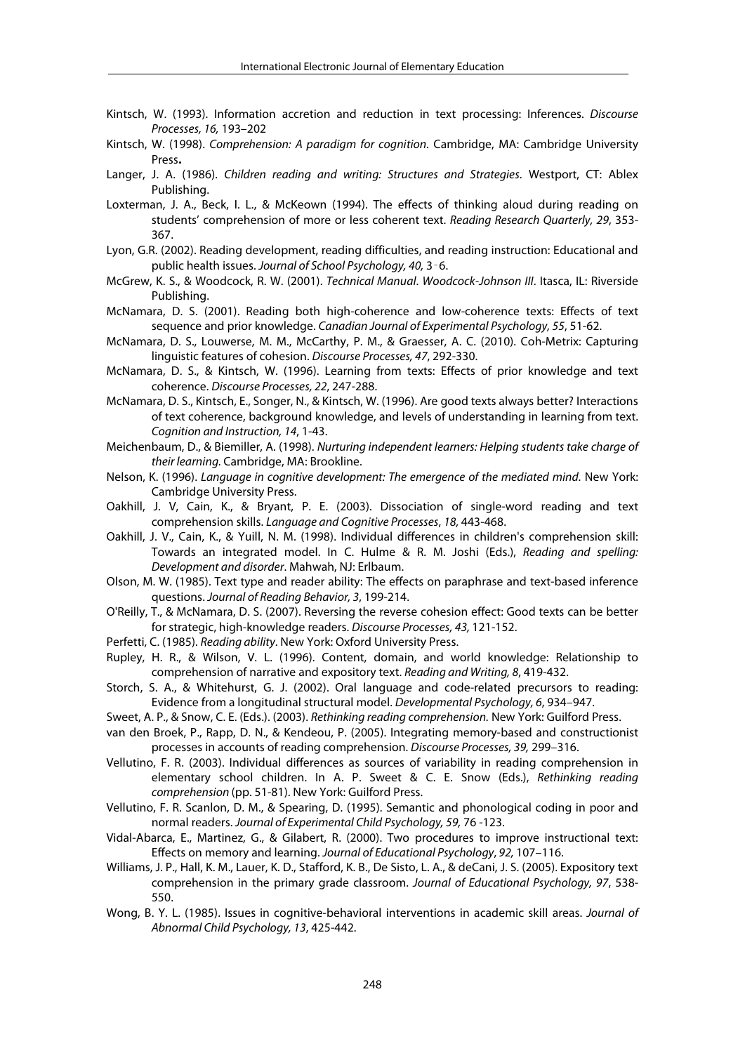Kintsch, W. (1993). Information accretion and reduction in text processing: Inferences. *Discourse Processes, 16,* 193–202

Kintsch, W. (1998). *Comprehension: A paradigm for cognition*. Cambridge, MA: Cambridge University Press**.**

Langer, J. A. (1986). *Children reading and writing: Structures and Strategies*. Westport, CT: Ablex Publishing.

Loxterman, J. A., Beck, I. L., & McKeown (1994). The effects of thinking aloud during reading on students' comprehension of more or less coherent text. *Reading Research Quarterly, 29*, 353-367.

Lyon, G.R. (2002). Reading development, reading difficulties, and reading instruction: Educational and public health issues. *Journal of School Psychology, 40,* 3–6.

McGrew, K. S., & Woodcock, R. W. (2001). *Technical Manual*. *Woodcock-Johnson III*. Itasca, IL: Riverside Publishing.

McNamara, D. S. (2001). Reading both high-coherence and low-coherence texts: Effects of text sequence and prior knowledge. *Canadian Journal of Experimental Psychology, 55*, 51-62.

McNamara, D. S., Louwerse, M. M., McCarthy, P. M., & Graesser, A. C. (2010). Coh-Metrix: Capturing linguistic features of cohesion. *Discourse Processes, 47*, 292-330.

McNamara, D. S., & Kintsch, W. (1996). Learning from texts: Effects of prior knowledge and text coherence. *Discourse Processes, 22*, 247-288.

McNamara, D. S., Kintsch, E., Songer, N., & Kintsch, W. (1996). Are good texts always better? Interactions of text coherence, background knowledge, and levels of understanding in learning from text. *Cognition and Instruction, 14*, 1-43.

Meichenbaum, D., & Biemiller, A. (1998). *Nurturing independent learners: Helping students take charge of their learning.* Cambridge, MA: Brookline.

Nelson, K. (1996). *Language in cognitive development: The emergence of the mediated mind.* New York: Cambridge University Press.

Oakhill, J. V, Cain, K., & Bryant, P. E. (2003). Dissociation of single-word reading and text comprehension skills. *Language and Cognitive Processes*, *18,* 443-468.

Oakhill, J. V., Cain, K., & Yuill, N. M. (1998). Individual differences in children's comprehension skill: Towards an integrated model. In C. Hulme & R. M. Joshi (Eds.), *Reading and spelling: Development and disorder*. Mahwah, NJ: Erlbaum.

Olson, M. W. (1985). Text type and reader ability: The effects on paraphrase and text-based inference questions. *Journal of Reading Behavior, 3*, 199-214.

O'Reilly, T., & McNamara, D. S. (2007). Reversing the reverse cohesion effect: Good texts can be better for strategic, high-knowledge readers. *Discourse Processes, 43,* 121-152.

Perfetti, C. (1985). *Reading ability*. New York: Oxford University Press.

Rupley, H. R., & Wilson, V. L. (1996). Content, domain, and world knowledge: Relationship to comprehension of narrative and expository text. *Reading and Writing, 8*, 419-432.

Storch, S. A., & Whitehurst, G. J. (2002). Oral language and code-related precursors to reading: Evidence from a longitudinal structural model. *Developmental Psychology, 6*, 934–947.

Sweet, A. P., & Snow, C. E. (Eds.). (2003). *Rethinking reading comprehension.* New York: Guilford Press.

van den Broek, P., Rapp, D. N., & Kendeou, P. (2005). Integrating memory-based and constructionist processes in accounts of reading comprehension. *Discourse Processes, 39,* 299–316.

Vellutino, F. R. (2003). Individual differences as sources of variability in reading comprehension in elementary school children. In A. P. Sweet & C. E. Snow (Eds.), *Rethinking reading comprehension* (pp. 51-81). New York: Guilford Press.

Vellutino, F. R. Scanlon, D. M., & Spearing, D. (1995). Semantic and phonological coding in poor and normal readers. *Journal of Experimental Child Psychology, 59,* 76 -123.

Vidal-Abarca, E., Martinez, G., & Gilabert, R. (2000). Two procedures to improve instructional text: Effects on memory and learning. *Journal of Educational Psychology*, *92,* 107–116.

Williams, J. P., Hall, K. M., Lauer, K. D., Stafford, K. B., De Sisto, L. A., & deCani, J. S. (2005). Expository text comprehension in the primary grade classroom. *Journal of Educational Psychology, 97*, 538-550.

Wong, B. Y. L. (1985). Issues in cognitive-behavioral interventions in academic skill areas. *Journal of Abnormal Child Psychology, 13*, 425-442.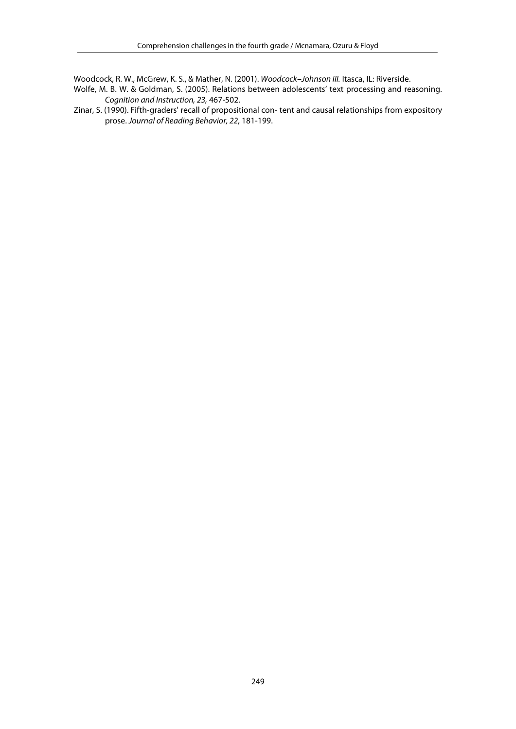Woodcock, R. W., McGrew, K. S., & Mather, N. (2001). *Woodcock–Johnson III.* Itasca, IL: Riverside.

Wolfe, M. B. W. & Goldman, S. (2005). Relations between adolescents' text processing and reasoning. *Cognition and Instruction, 23,* 467-502.

Zinar, S. (1990). Fifth-graders' recall of propositional con- tent and causal relationships from expository prose. *Journal of Reading Behavior, 22*, 181-199.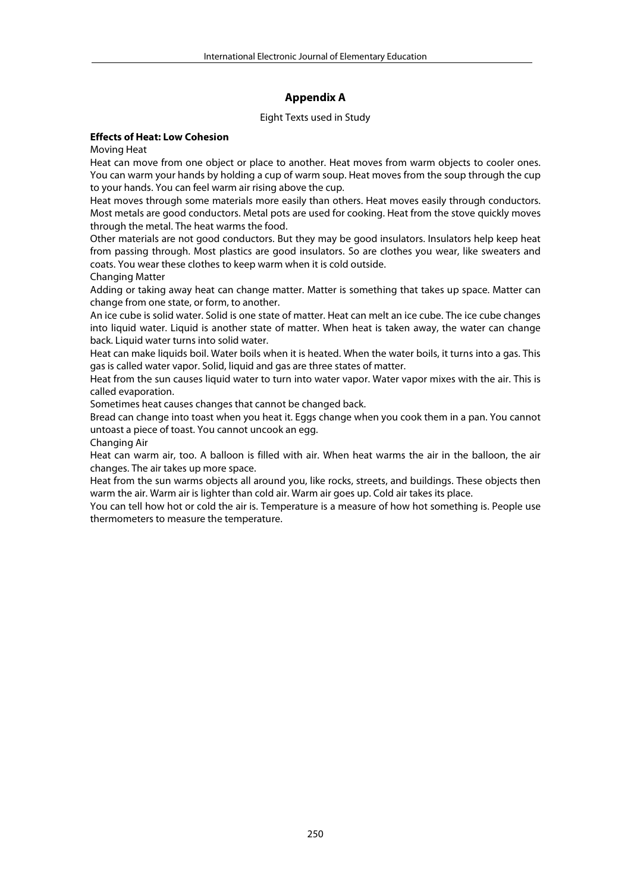## Appendix A

Eight Texts used in Study

**Effects of Heat: Low Cohesion**

Moving Heat

Heat can move from one object or place to another. Heat moves from warm objects to cooler ones. You can warm your hands by holding a cup of warm soup. Heat moves from the soup through the cup to your hands. You can feel warm air rising above the cup.

Heat moves through some materials more easily than others. Heat moves easily through conductors. Most metals are good conductors. Metal pots are used for cooking. Heat from the stove quickly moves through the metal. The heat warms the food.

Other materials are not good conductors. But they may be good insulators. Insulators help keep heat from passing through. Most plastics are good insulators. So are clothes you wear, like sweaters and coats. You wear these clothes to keep warm when it is cold outside.

Changing Matter

Adding or taking away heat can change matter. Matter is something that takes up space. Matter can change from one state, or form, to another.

An ice cube is solid water. Solid is one state of matter. Heat can melt an ice cube. The ice cube changes into liquid water. Liquid is another state of matter. When heat is taken away, the water can change back. Liquid water turns into solid water.

Heat can make liquids boil. Water boils when it is heated. When the water boils, it turns into a gas. This gas is called water vapor. Solid, liquid and gas are three states of matter.

Heat from the sun causes liquid water to turn into water vapor. Water vapor mixes with the air. This is called evaporation.

Sometimes heat causes changes that cannot be changed back.

Bread can change into toast when you heat it. Eggs change when you cook them in a pan. You cannot untoast a piece of toast. You cannot uncook an egg.

Changing Air

Heat can warm air, too. A balloon is filled with air. When heat warms the air in the balloon, the air changes. The air takes up more space.

Heat from the sun warms objects all around you, like rocks, streets, and buildings. These objects then warm the air. Warm air is lighter than cold air. Warm air goes up. Cold air takes its place.

You can tell how hot or cold the air is. Temperature is a measure of how hot something is. People use thermometers to measure the temperature.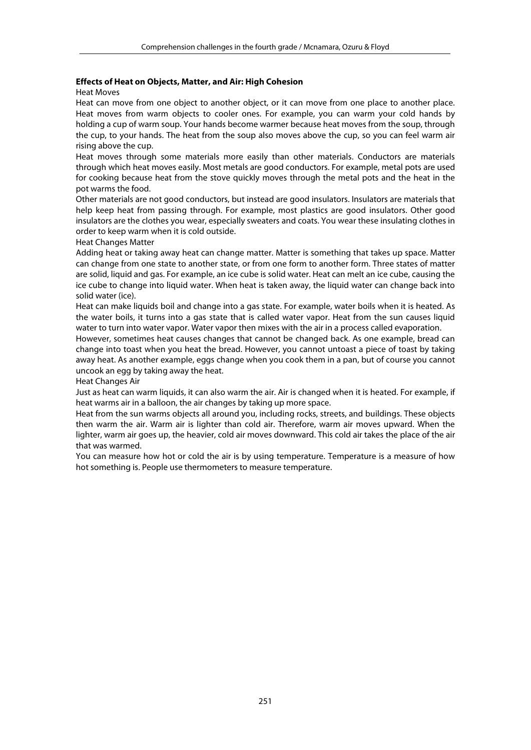**Effects of Heat on Objects, Matter, and Air: High Cohesion**

Heat Moves

Heat can move from one object to another object, or it can move from one place to another place. Heat moves from warm objects to cooler ones. For example, you can warm your cold hands by holding a cup of warm soup. Your hands become warmer because heat moves from the soup, through the cup, to your hands. The heat from the soup also moves above the cup, so you can feel warm air rising above the cup.

Heat moves through some materials more easily than other materials. Conductors are materials through which heat moves easily. Most metals are good conductors. For example, metal pots are used for cooking because heat from the stove quickly moves through the metal pots and the heat in the pot warms the food.

Other materials are not good conductors, but instead are good insulators. Insulators are materials that help keep heat from passing through. For example, most plastics are good insulators. Other good insulators are the clothes you wear, especially sweaters and coats. You wear these insulating clothes in order to keep warm when it is cold outside.

Heat Changes Matter

Adding heat or taking away heat can change matter. Matter is something that takes up space. Matter can change from one state to another state, or from one form to another form. Three states of matter are solid, liquid and gas. For example, an ice cube is solid water. Heat can melt an ice cube, causing the ice cube to change into liquid water. When heat is taken away, the liquid water can change back into solid water (ice).

Heat can make liquids boil and change into a gas state. For example, water boils when it is heated. As the water boils, it turns into a gas state that is called water vapor. Heat from the sun causes liquid water to turn into water vapor. Water vapor then mixes with the air in a process called evaporation.

However, sometimes heat causes changes that cannot be changed back. As one example, bread can change into toast when you heat the bread. However, you cannot untoast a piece of toast by taking away heat. As another example, eggs change when you cook them in a pan, but of course you cannot uncook an egg by taking away the heat.

Heat Changes Air

Just as heat can warm liquids, it can also warm the air. Air is changed when it is heated. For example, if heat warms air in a balloon, the air changes by taking up more space.

Heat from the sun warms objects all around you, including rocks, streets, and buildings. These objects then warm the air. Warm air is lighter than cold air. Therefore, warm air moves upward. When the lighter, warm air goes up, the heavier, cold air moves downward. This cold air takes the place of the air that was warmed.

You can measure how hot or cold the air is by using temperature. Temperature is a measure of how hot something is. People use thermometers to measure temperature.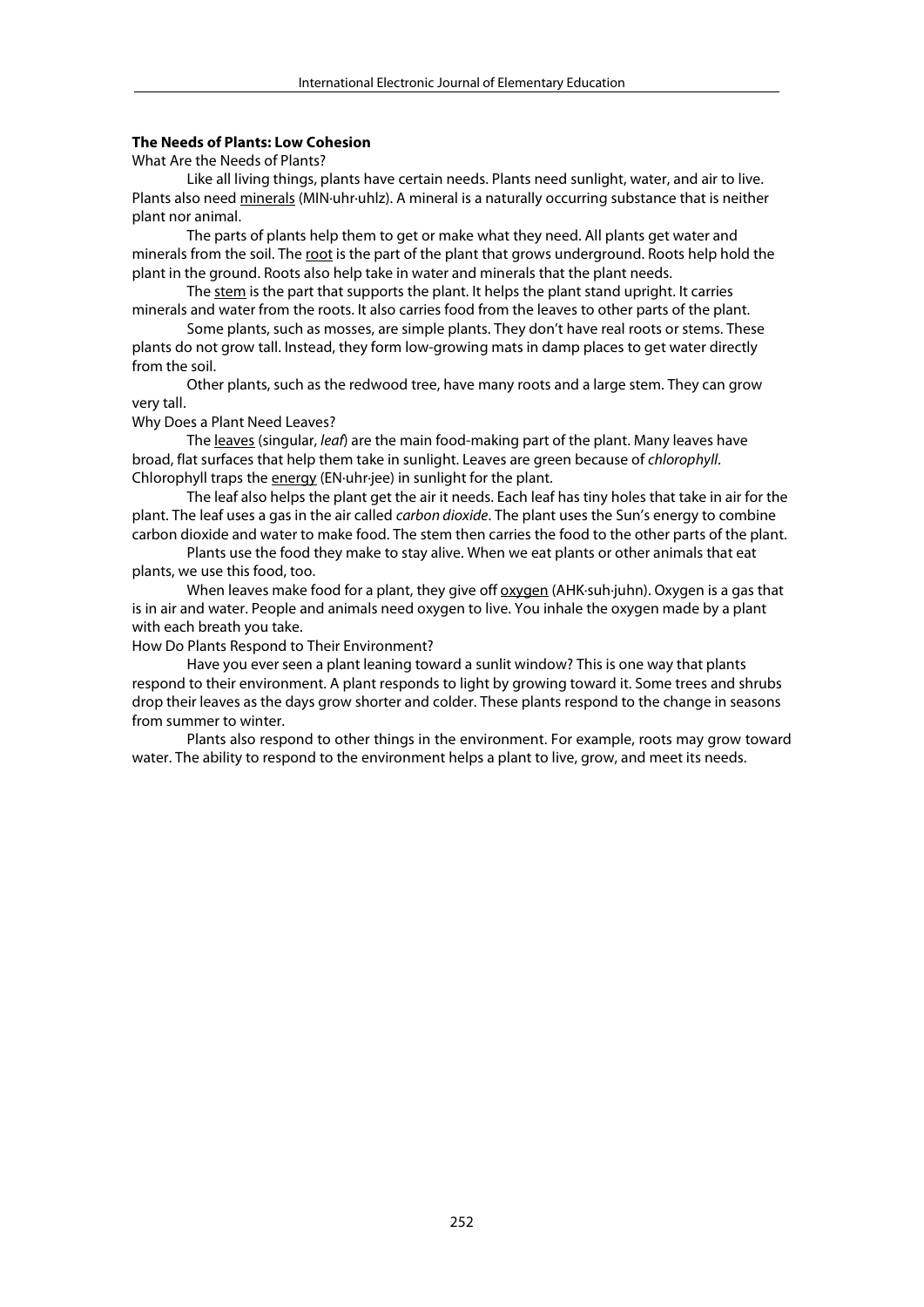**The Needs of Plants: Low Cohesion**

What Are the Needs of Plants?

Like all living things, plants have certain needs. Plants need sunlight, water, and air to live. Plants also need <u>minerals</u> (MIN·uhr·uhlz). A mineral is a naturally occurring substance that is neither plant nor animal.

The parts of plants help them to get or make what they need. All plants get water and minerals from the soil. The <u>root</u> is the part of the plant that grows underground. Roots help hold the plant in the ground. Roots also help take in water and minerals that the plant needs.

The <u>stem</u> is the part that supports the plant. It helps the plant stand upright. It carries minerals and water from the roots. It also carries food from the leaves to other parts of the plant.

Some plants, such as mosses, are simple plants. They don't have real roots or stems. These plants do not grow tall. Instead, they form low-growing mats in damp places to get water directly from the soil.

Other plants, such as the redwood tree, have many roots and a large stem. They can grow very tall.

Why Does a Plant Need Leaves?

The <u>leaves</u> (singular, *leaf*) are the main food-making part of the plant. Many leaves have broad, flat surfaces that help them take in sunlight. Leaves are green because of *chlorophyll*. Chlorophyll traps the <u>energy</u> (EN·uhr·jee) in sunlight for the plant.

The leaf also helps the plant get the air it needs. Each leaf has tiny holes that take in air for the plant. The leaf uses a gas in the air called *carbon dioxide*. The plant uses the Sun's energy to combine carbon dioxide and water to make food. The stem then carries the food to the other parts of the plant.

Plants use the food they make to stay alive. When we eat plants or other animals that eat plants, we use this food, too.

When leaves make food for a plant, they give off <u>oxygen</u> (AHK·suh·juhn). Oxygen is a gas that is in air and water. People and animals need oxygen to live. You inhale the oxygen made by a plant with each breath you take.

How Do Plants Respond to Their Environment?

Have you ever seen a plant leaning toward a sunlit window? This is one way that plants respond to their environment. A plant responds to light by growing toward it. Some trees and shrubs drop their leaves as the days grow shorter and colder. These plants respond to the change in seasons from summer to winter.

Plants also respond to other things in the environment. For example, roots may grow toward water. The ability to respond to the environment helps a plant to live, grow, and meet its needs.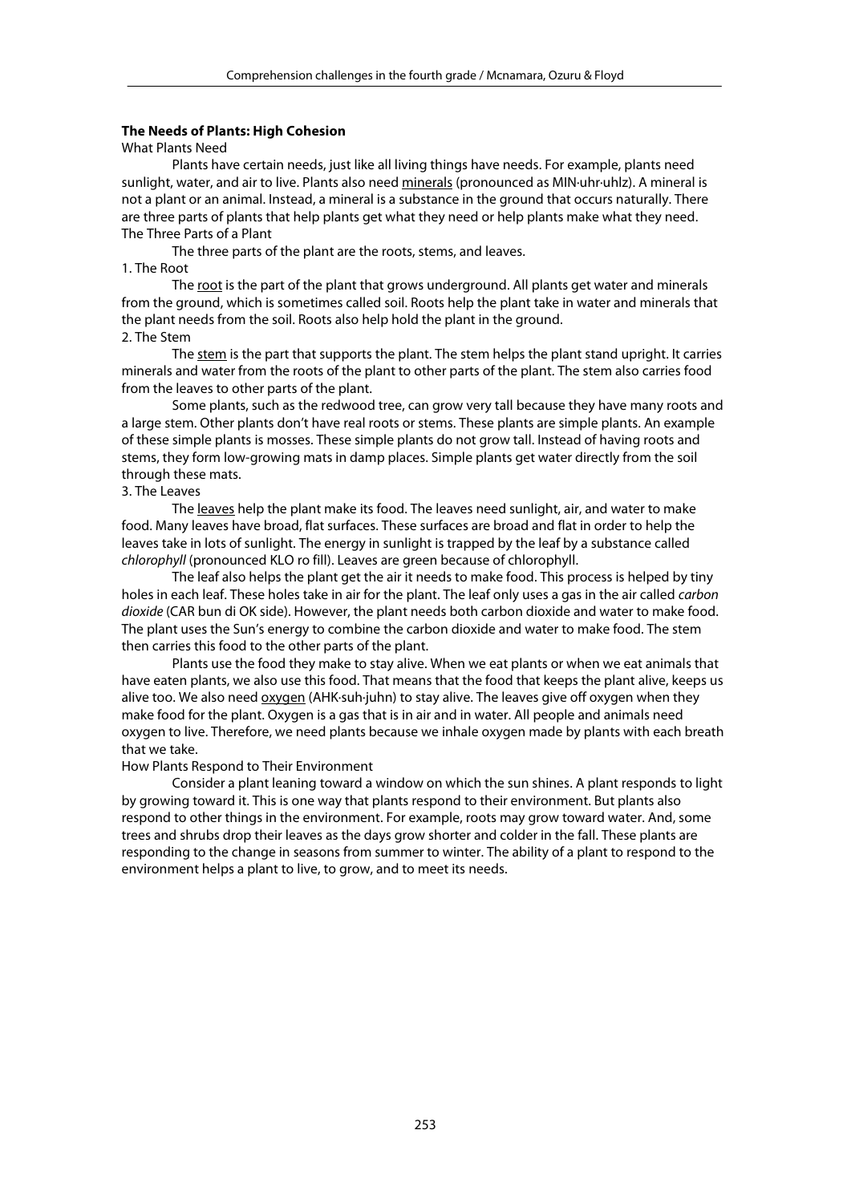**The Needs of Plants: High Cohesion**

What Plants Need

Plants have certain needs, just like all living things have needs. For example, plants need sunlight, water, and air to live. Plants also need minerals (pronounced as MIN·uhr·uhlz). A mineral is not a plant or an animal. Instead, a mineral is a substance in the ground that occurs naturally. There are three parts of plants that help plants get what they need or help plants make what they need.

The Three Parts of a Plant

The three parts of the plant are the roots, stems, and leaves.

1. The Root

The root is the part of the plant that grows underground. All plants get water and minerals from the ground, which is sometimes called soil. Roots help the plant take in water and minerals that the plant needs from the soil. Roots also help hold the plant in the ground.

2. The Stem

The stem is the part that supports the plant. The stem helps the plant stand upright. It carries minerals and water from the roots of the plant to other parts of the plant. The stem also carries food from the leaves to other parts of the plant.

Some plants, such as the redwood tree, can grow very tall because they have many roots and a large stem. Other plants don't have real roots or stems. These plants are simple plants. An example of these simple plants is mosses. These simple plants do not grow tall. Instead of having roots and stems, they form low-growing mats in damp places. Simple plants get water directly from the soil through these mats.

3. The Leaves

The leaves help the plant make its food. The leaves need sunlight, air, and water to make food. Many leaves have broad, flat surfaces. These surfaces are broad and flat in order to help the leaves take in lots of sunlight. The energy in sunlight is trapped by the leaf by a substance called *chlorophyll* (pronounced KLO ro fill). Leaves are green because of chlorophyll.

The leaf also helps the plant get the air it needs to make food. This process is helped by tiny holes in each leaf. These holes take in air for the plant. The leaf only uses a gas in the air called *carbon dioxide* (CAR bun di OK side). However, the plant needs both carbon dioxide and water to make food. The plant uses the Sun's energy to combine the carbon dioxide and water to make food. The stem then carries this food to the other parts of the plant.

Plants use the food they make to stay alive. When we eat plants or when we eat animals that have eaten plants, we also use this food. That means that the food that keeps the plant alive, keeps us alive too. We also need oxygen (AHK·suh·juhn) to stay alive. The leaves give off oxygen when they make food for the plant. Oxygen is a gas that is in air and in water. All people and animals need oxygen to live. Therefore, we need plants because we inhale oxygen made by plants with each breath that we take.

How Plants Respond to Their Environment

Consider a plant leaning toward a window on which the sun shines. A plant responds to light by growing toward it. This is one way that plants respond to their environment. But plants also respond to other things in the environment. For example, roots may grow toward water. And, some trees and shrubs drop their leaves as the days grow shorter and colder in the fall. These plants are responding to the change in seasons from summer to winter. The ability of a plant to respond to the environment helps a plant to live, to grow, and to meet its needs.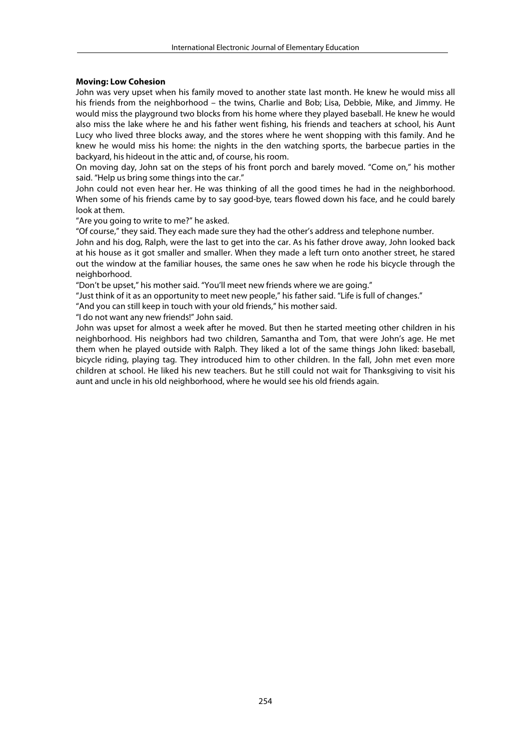**Moving: Low Cohesion**

John was very upset when his family moved to another state last month. He knew he would miss all his friends from the neighborhood – the twins, Charlie and Bob; Lisa, Debbie, Mike, and Jimmy. He would miss the playground two blocks from his home where they played baseball. He knew he would also miss the lake where he and his father went fishing, his friends and teachers at school, his Aunt Lucy who lived three blocks away, and the stores where he went shopping with this family. And he knew he would miss his home: the nights in the den watching sports, the barbecue parties in the backyard, his hideout in the attic and, of course, his room.

On moving day, John sat on the steps of his front porch and barely moved. "Come on," his mother said. "Help us bring some things into the car."

John could not even hear her. He was thinking of all the good times he had in the neighborhood. When some of his friends came by to say good-bye, tears flowed down his face, and he could barely look at them.

"Are you going to write to me?" he asked.

"Of course," they said. They each made sure they had the other's address and telephone number.

John and his dog, Ralph, were the last to get into the car. As his father drove away, John looked back at his house as it got smaller and smaller. When they made a left turn onto another street, he stared out the window at the familiar houses, the same ones he saw when he rode his bicycle through the neighborhood.

"Don't be upset," his mother said. "You'll meet new friends where we are going."

"Just think of it as an opportunity to meet new people," his father said. "Life is full of changes."

"And you can still keep in touch with your old friends," his mother said.

"I do not want any new friends!" John said.

John was upset for almost a week after he moved. But then he started meeting other children in his neighborhood. His neighbors had two children, Samantha and Tom, that were John's age. He met them when he played outside with Ralph. They liked a lot of the same things John liked: baseball, bicycle riding, playing tag. They introduced him to other children. In the fall, John met even more children at school. He liked his new teachers. But he still could not wait for Thanksgiving to visit his aunt and uncle in his old neighborhood, where he would see his old friends again.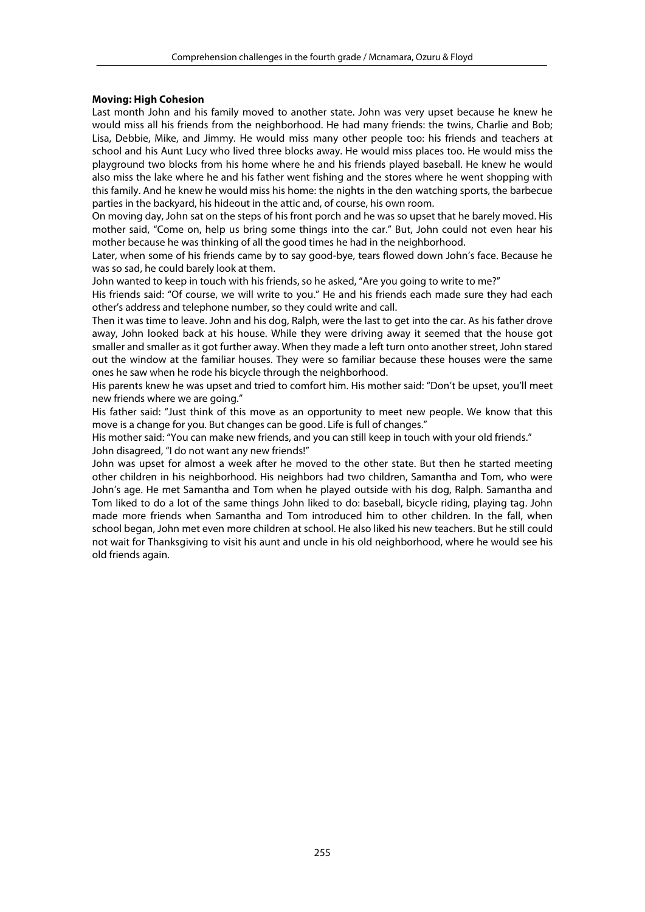**Moving: High Cohesion**

Last month John and his family moved to another state. John was very upset because he knew he would miss all his friends from the neighborhood. He had many friends: the twins, Charlie and Bob; Lisa, Debbie, Mike, and Jimmy. He would miss many other people too: his friends and teachers at school and his Aunt Lucy who lived three blocks away. He would miss places too. He would miss the playground two blocks from his home where he and his friends played baseball. He knew he would also miss the lake where he and his father went fishing and the stores where he went shopping with this family. And he knew he would miss his home: the nights in the den watching sports, the barbecue parties in the backyard, his hideout in the attic and, of course, his own room.

On moving day, John sat on the steps of his front porch and he was so upset that he barely moved. His mother said, "Come on, help us bring some things into the car." But, John could not even hear his mother because he was thinking of all the good times he had in the neighborhood.

Later, when some of his friends came by to say good-bye, tears flowed down John's face. Because he was so sad, he could barely look at them.

John wanted to keep in touch with his friends, so he asked, "Are you going to write to me?"

His friends said: "Of course, we will write to you." He and his friends each made sure they had each other's address and telephone number, so they could write and call.

Then it was time to leave. John and his dog, Ralph, were the last to get into the car. As his father drove away, John looked back at his house. While they were driving away it seemed that the house got smaller and smaller as it got further away. When they made a left turn onto another street, John stared out the window at the familiar houses. They were so familiar because these houses were the same ones he saw when he rode his bicycle through the neighborhood.

His parents knew he was upset and tried to comfort him. His mother said: "Don't be upset, you'll meet new friends where we are going."

His father said: "Just think of this move as an opportunity to meet new people. We know that this move is a change for you. But changes can be good. Life is full of changes."

His mother said: "You can make new friends, and you can still keep in touch with your old friends."

John disagreed, "I do not want any new friends!"

John was upset for almost a week after he moved to the other state. But then he started meeting other children in his neighborhood. His neighbors had two children, Samantha and Tom, who were John's age. He met Samantha and Tom when he played outside with his dog, Ralph. Samantha and Tom liked to do a lot of the same things John liked to do: baseball, bicycle riding, playing tag. John made more friends when Samantha and Tom introduced him to other children. In the fall, when school began, John met even more children at school. He also liked his new teachers. But he still could not wait for Thanksgiving to visit his aunt and uncle in his old neighborhood, where he would see his old friends again.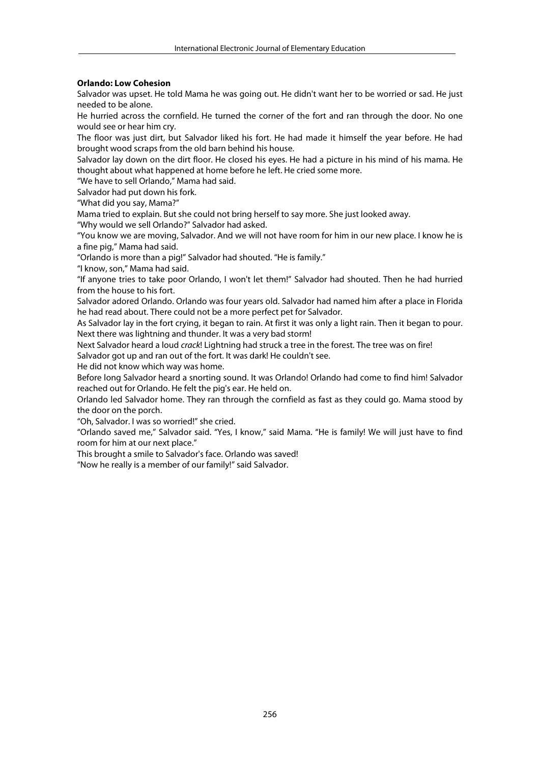**Orlando: Low Cohesion**

Salvador was upset. He told Mama he was going out. He didn't want her to be worried or sad. He just needed to be alone.

He hurried across the cornfield. He turned the corner of the fort and ran through the door. No one would see or hear him cry.

The floor was just dirt, but Salvador liked his fort. He had made it himself the year before. He had brought wood scraps from the old barn behind his house.

Salvador lay down on the dirt floor. He closed his eyes. He had a picture in his mind of his mama. He thought about what happened at home before he left. He cried some more.

“We have to sell Orlando,” Mama had said.

Salvador had put down his fork.

“What did you say, Mama?”

Mama tried to explain. But she could not bring herself to say more. She just looked away.

“Why would we sell Orlando?” Salvador had asked.

“You know we are moving, Salvador. And we will not have room for him in our new place. I know he is a fine pig,” Mama had said.

“Orlando is more than a pig!” Salvador had shouted. “He is family.”

“I know, son,” Mama had said.

“If anyone tries to take poor Orlando, I won't let them!” Salvador had shouted. Then he had hurried from the house to his fort.

Salvador adored Orlando. Orlando was four years old. Salvador had named him after a place in Florida he had read about. There could not be a more perfect pet for Salvador.

As Salvador lay in the fort crying, it began to rain. At first it was only a light rain. Then it began to pour. Next there was lightning and thunder. It was a very bad storm!

Next Salvador heard a loud *crack*! Lightning had struck a tree in the forest. The tree was on fire!

Salvador got up and ran out of the fort. It was dark! He couldn't see.

He did not know which way was home.

Before long Salvador heard a snorting sound. It was Orlando! Orlando had come to find him! Salvador reached out for Orlando. He felt the pig's ear. He held on.

Orlando led Salvador home. They ran through the cornfield as fast as they could go. Mama stood by the door on the porch.

“Oh, Salvador. I was so worried!” she cried.

“Orlando saved me,” Salvador said. “Yes, I know,” said Mama. “He is family! We will just have to find room for him at our next place.”

This brought a smile to Salvador's face. Orlando was saved!

“Now he really is a member of our family!” said Salvador.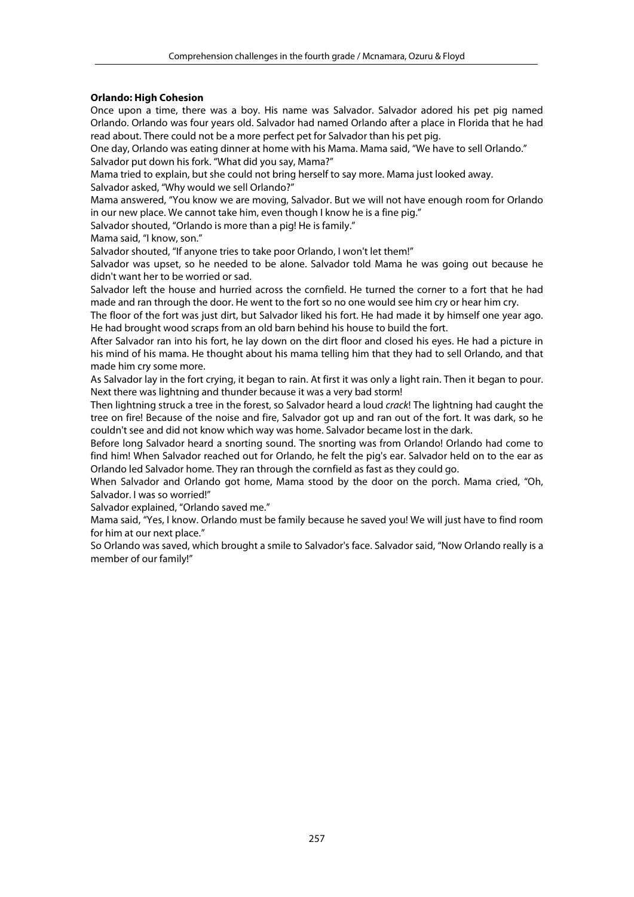**Orlando: High Cohesion**

Once upon a time, there was a boy. His name was Salvador. Salvador adored his pet pig named Orlando. Orlando was four years old. Salvador had named Orlando after a place in Florida that he had read about. There could not be a more perfect pet for Salvador than his pet pig.

One day, Orlando was eating dinner at home with his Mama. Mama said, "We have to sell Orlando."

Salvador put down his fork. "What did you say, Mama?"

Mama tried to explain, but she could not bring herself to say more. Mama just looked away.

Salvador asked, "Why would we sell Orlando?"

Mama answered, "You know we are moving, Salvador. But we will not have enough room for Orlando in our new place. We cannot take him, even though I know he is a fine pig."

Salvador shouted, "Orlando is more than a pig! He is family."

Mama said, "I know, son."

Salvador shouted, "If anyone tries to take poor Orlando, I won't let them!"

Salvador was upset, so he needed to be alone. Salvador told Mama he was going out because he didn't want her to be worried or sad.

Salvador left the house and hurried across the cornfield. He turned the corner to a fort that he had made and ran through the door. He went to the fort so no one would see him cry or hear him cry.

The floor of the fort was just dirt, but Salvador liked his fort. He had made it by himself one year ago. He had brought wood scraps from an old barn behind his house to build the fort.

After Salvador ran into his fort, he lay down on the dirt floor and closed his eyes. He had a picture in his mind of his mama. He thought about his mama telling him that they had to sell Orlando, and that made him cry some more.

As Salvador lay in the fort crying, it began to rain. At first it was only a light rain. Then it began to pour. Next there was lightning and thunder because it was a very bad storm!

Then lightning struck a tree in the forest, so Salvador heard a loud *crack*! The lightning had caught the tree on fire! Because of the noise and fire, Salvador got up and ran out of the fort. It was dark, so he couldn't see and did not know which way was home. Salvador became lost in the dark.

Before long Salvador heard a snorting sound. The snorting was from Orlando! Orlando had come to find him! When Salvador reached out for Orlando, he felt the pig's ear. Salvador held on to the ear as Orlando led Salvador home. They ran through the cornfield as fast as they could go.

When Salvador and Orlando got home, Mama stood by the door on the porch. Mama cried, "Oh, Salvador. I was so worried!"

Salvador explained, "Orlando saved me."

Mama said, "Yes, I know. Orlando must be family because he saved you! We will just have to find room for him at our next place."

So Orlando was saved, which brought a smile to Salvador's face. Salvador said, "Now Orlando really is a member of our family!"